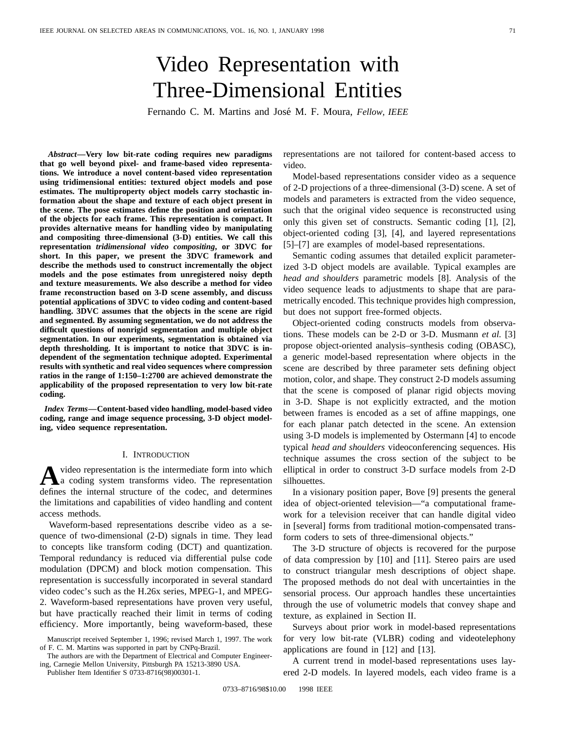# Video Representation with Three-Dimensional Entities

Fernando C. M. Martins and José M. F. Moura, *Fellow, IEEE*

***Abstract*—Very low bit-rate coding requires new paradigms that go well beyond pixel- and frame-based video representations. We introduce a novel content-based video representation using tridimensional entities: textured object models and pose estimates. The multiproperty object models carry stochastic information about the shape and texture of each object present in the scene. The pose estimates define the position and orientation of the objects for each frame. This representation is compact. It provides alternative means for handling video by manipulating and compositing three-dimensional (3-D) entities. We call this representation *tridimensional video compositing*, or 3DVC for short. In this paper, we present the 3DVC framework and describe the methods used to construct incrementally the object models and the pose estimates from unregistered noisy depth and texture measurements. We also describe a method for video frame reconstruction based on 3-D scene assembly, and discuss potential applications of 3DVC to video coding and content-based handling. 3DVC assumes that the objects in the scene are rigid and segmented. By assuming segmentation, we do not address the difficult questions of nonrigid segmentation and multiple object segmentation. In our experiments, segmentation is obtained via depth thresholding. It is important to notice that 3DVC is independent of the segmentation technique adopted. Experimental results with synthetic and real video sequences where compression ratios in the range of 1:150–1:2700 are achieved demonstrate the applicability of the proposed representation to very low bit-rate coding.**

***Index Terms*—Content-based video handling, model-based video coding, range and image sequence processing, 3-D object modeling, video sequence representation.**

## I. Introduction

A video representation is the intermediate form into which a coding system transforms video. The representation defines the internal structure of the codec, and determines the limitations and capabilities of video handling and content access methods.

Waveform-based representations describe video as a sequence of two-dimensional (2-D) signals in time. They lead to concepts like transform coding (DCT) and quantization. Temporal redundancy is reduced via differential pulse code modulation (DPCM) and block motion compensation. This representation is successfully incorporated in several standard video codec's such as the H.26x series, MPEG-1, and MPEG-2. Waveform-based representations have proven very useful, but have practically reached their limit in terms of coding efficiency. More importantly, being waveform-based, these representations are not tailored for content-based access to video.

Model-based representations consider video as a sequence of 2-D projections of a three-dimensional (3-D) scene. A set of models and parameters is extracted from the video sequence, such that the original video sequence is reconstructed using only this given set of constructs. Semantic coding [1], [2], object-oriented coding [3], [4], and layered representations [5]–[7] are examples of model-based representations.

Semantic coding assumes that detailed explicit parameterized 3-D object models are available. Typical examples are *head and shoulders* parametric models [8]. Analysis of the video sequence leads to adjustments to shape that are parametrically encoded. This technique provides high compression, but does not support free-formed objects.

Object-oriented coding constructs models from observations. These models can be 2-D or 3-D. Musmann *et al.* [3] propose object-oriented analysis–synthesis coding (OBASC), a generic model-based representation where objects in the scene are described by three parameter sets defining object motion, color, and shape. They construct 2-D models assuming that the scene is composed of planar rigid objects moving in 3-D. Shape is not explicitly extracted, and the motion between frames is encoded as a set of affine mappings, one for each planar patch detected in the scene. An extension using 3-D models is implemented by Ostermann [4] to encode typical *head and shoulders* videoconferencing sequences. His technique assumes the cross section of the subject to be elliptical in order to construct 3-D surface models from 2-D silhouettes.

In a visionary position paper, Bove [9] presents the general idea of object-oriented television—"a computational framework for a television receiver that can handle digital video in [several] forms from traditional motion-compensated transform coders to sets of three-dimensional objects."

The 3-D structure of objects is recovered for the purpose of data compression by [10] and [11]. Stereo pairs are used to construct triangular mesh descriptions of object shape. The proposed methods do not deal with uncertainties in the sensorial process. Our approach handles these uncertainties through the use of volumetric models that convey shape and texture, as explained in Section II.

Surveys about prior work in model-based representations for very low bit-rate (VLBR) coding and videotelephony applications are found in [12] and [13].

A current trend in model-based representations uses layered 2-D models. In layered models, each video frame is a

Manuscript received September 1, 1996; revised March 1, 1997. The work of F. C. M. Martins was supported in part by CNPq-Brazil.

The authors are with the Department of Electrical and Computer Engineering, Carnegie Mellon University, Pittsburgh PA 15213-3890 USA.

Publisher Item Identifier S 0733-8716(98)00301-1.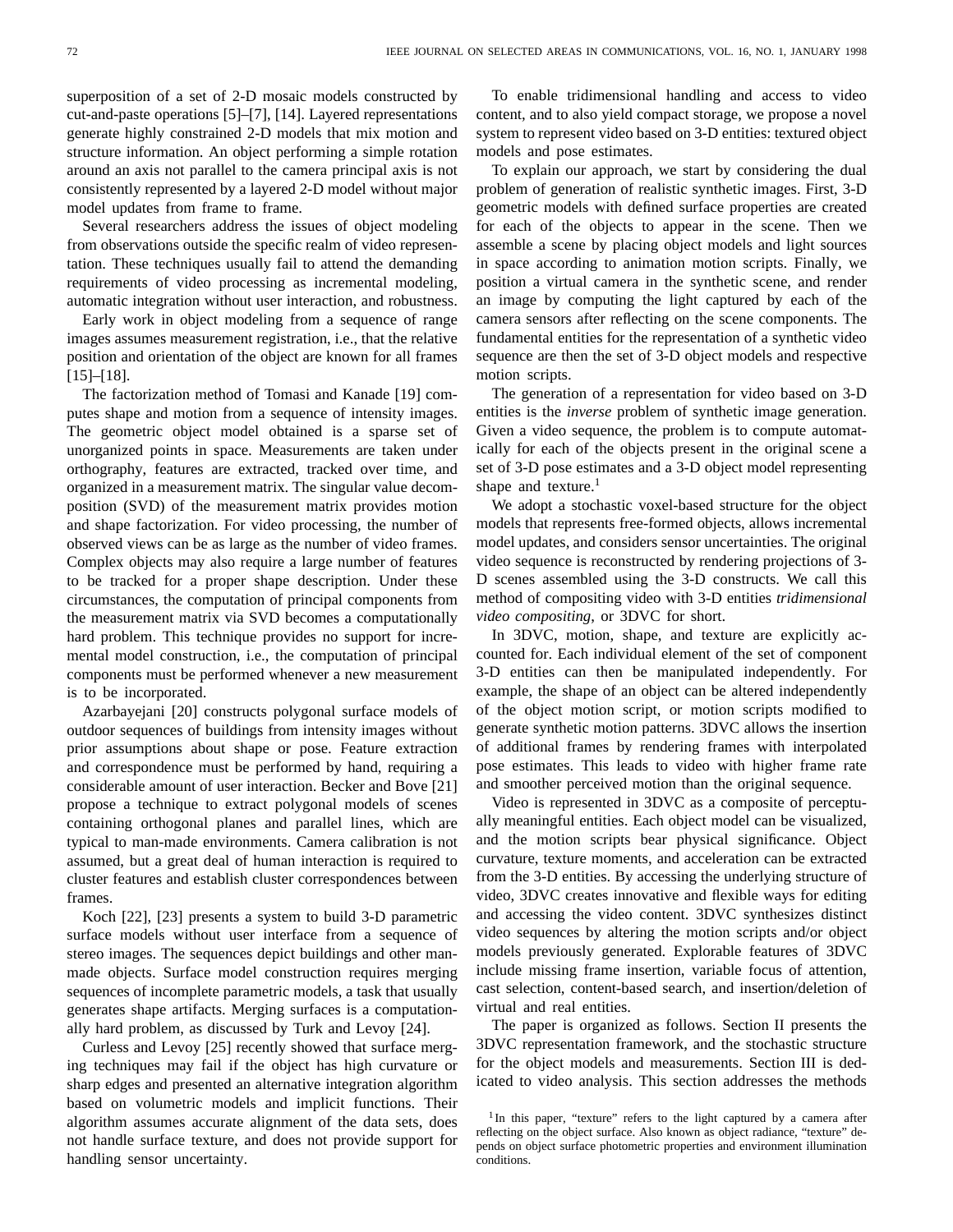superposition of a set of 2-D mosaic models constructed by cut-and-paste operations [5]–[7], [14]. Layered representations generate highly constrained 2-D models that mix motion and structure information. An object performing a simple rotation around an axis not parallel to the camera principal axis is not consistently represented by a layered 2-D model without major model updates from frame to frame.

Several researchers address the issues of object modeling from observations outside the specific realm of video representation. These techniques usually fail to attend the demanding requirements of video processing as incremental modeling, automatic integration without user interaction, and robustness.

Early work in object modeling from a sequence of range images assumes measurement registration, i.e., that the relative position and orientation of the object are known for all frames [15]–[18].

The factorization method of Tomasi and Kanade [19] computes shape and motion from a sequence of intensity images. The geometric object model obtained is a sparse set of unorganized points in space. Measurements are taken under orthography, features are extracted, tracked over time, and organized in a measurement matrix. The singular value decomposition (SVD) of the measurement matrix provides motion and shape factorization. For video processing, the number of observed views can be as large as the number of video frames. Complex objects may also require a large number of features to be tracked for a proper shape description. Under these circumstances, the computation of principal components from the measurement matrix via SVD becomes a computationally hard problem. This technique provides no support for incremental model construction, i.e., the computation of principal components must be performed whenever a new measurement is to be incorporated.

Azarbayejani [20] constructs polygonal surface models of outdoor sequences of buildings from intensity images without prior assumptions about shape or pose. Feature extraction and correspondence must be performed by hand, requiring a considerable amount of user interaction. Becker and Bove [21] propose a technique to extract polygonal models of scenes containing orthogonal planes and parallel lines, which are typical to man-made environments. Camera calibration is not assumed, but a great deal of human interaction is required to cluster features and establish cluster correspondences between frames.

Koch [22], [23] presents a system to build 3-D parametric surface models without user interface from a sequence of stereo images. The sequences depict buildings and other man-made objects. Surface model construction requires merging sequences of incomplete parametric models, a task that usually generates shape artifacts. Merging surfaces is a computationally hard problem, as discussed by Turk and Levoy [24].

Curless and Levoy [25] recently showed that surface merging techniques may fail if the object has high curvature or sharp edges and presented an alternative integration algorithm based on volumetric models and implicit functions. Their algorithm assumes accurate alignment of the data sets, does not handle surface texture, and does not provide support for handling sensor uncertainty.

To enable tridimensional handling and access to video content, and to also yield compact storage, we propose a novel system to represent video based on 3-D entities: textured object models and pose estimates.

To explain our approach, we start by considering the dual problem of generation of realistic synthetic images. First, 3-D geometric models with defined surface properties are created for each of the objects to appear in the scene. Then we assemble a scene by placing object models and light sources in space according to animation motion scripts. Finally, we position a virtual camera in the synthetic scene, and render an image by computing the light captured by each of the camera sensors after reflecting on the scene components. The fundamental entities for the representation of a synthetic video sequence are then the set of 3-D object models and respective motion scripts.

The generation of a representation for video based on 3-D entities is the *inverse* problem of synthetic image generation. Given a video sequence, the problem is to compute automatically for each of the objects present in the original scene a set of 3-D pose estimates and a 3-D object model representing shape and texture.[1]

We adopt a stochastic voxel-based structure for the object models that represents free-formed objects, allows incremental model updates, and considers sensor uncertainties. The original video sequence is reconstructed by rendering projections of 3-D scenes assembled using the 3-D constructs. We call this method of compositing video with 3-D entities *tridimensional video compositing*, or 3DVC for short.

In 3DVC, motion, shape, and texture are explicitly accounted for. Each individual element of the set of component 3-D entities can then be manipulated independently. For example, the shape of an object can be altered independently of the object motion script, or motion scripts modified to generate synthetic motion patterns. 3DVC allows the insertion of additional frames by rendering frames with interpolated pose estimates. This leads to video with higher frame rate and smoother perceived motion than the original sequence.

Video is represented in 3DVC as a composite of perceptually meaningful entities. Each object model can be visualized, and the motion scripts bear physical significance. Object curvature, texture moments, and acceleration can be extracted from the 3-D entities. By accessing the underlying structure of video, 3DVC creates innovative and flexible ways for editing and accessing the video content. 3DVC synthesizes distinct video sequences by altering the motion scripts and/or object models previously generated. Explorable features of 3DVC include missing frame insertion, variable focus of attention, cast selection, content-based search, and insertion/deletion of virtual and real entities.

The paper is organized as follows. Section II presents the 3DVC representation framework, and the stochastic structure for the object models and measurements. Section III is dedicated to video analysis. This section addresses the methods

[1] In this paper, "texture" refers to the light captured by a camera after reflecting on the object surface. Also known as object radiance, "texture" depends on object surface photometric properties and environment illumination conditions.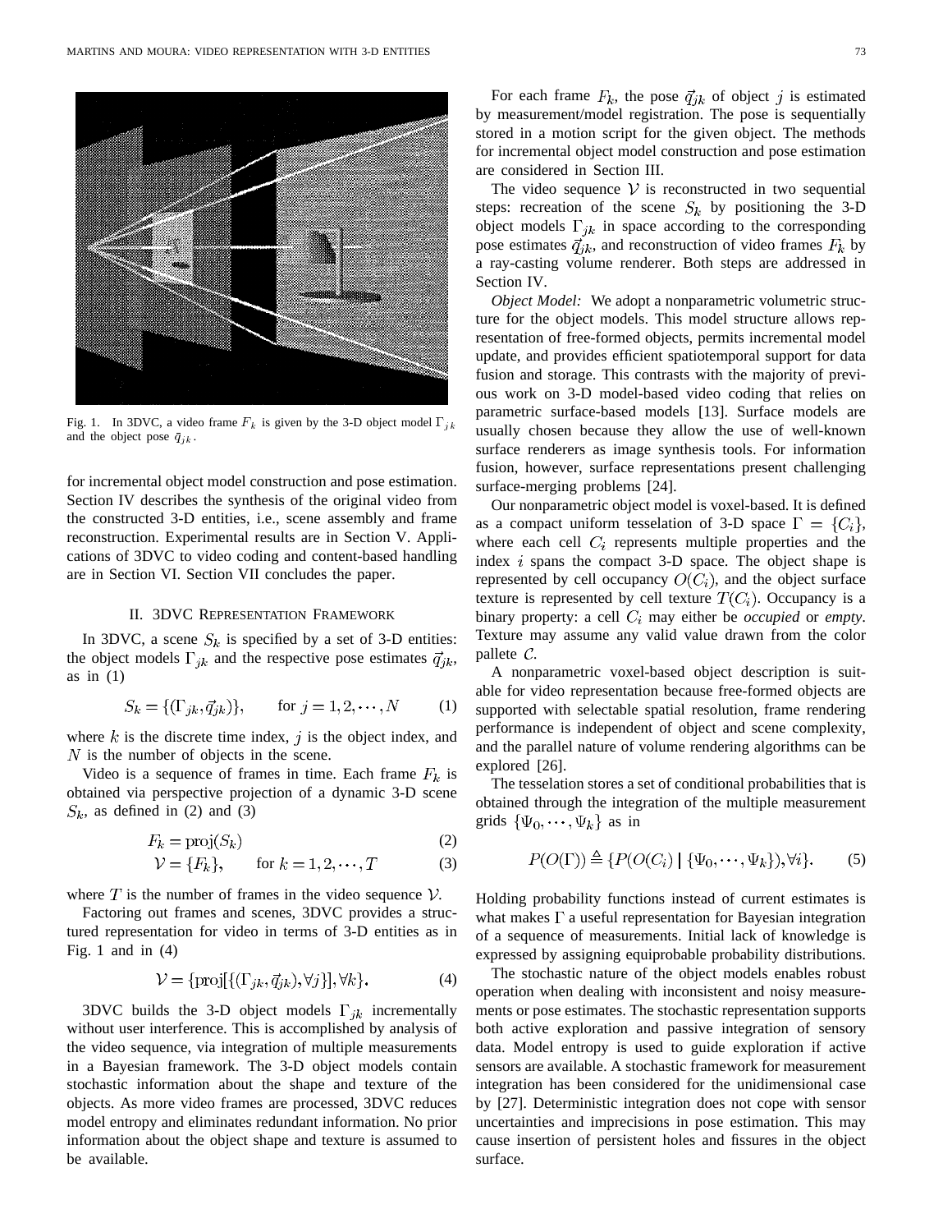Fig. 1. In 3DVC, a video frame $F_k$ is given by the 3-D object model $\Gamma_{jk}$ and the object pose $\vec{q}_{jk}$.

for incremental object model construction and pose estimation. Section IV describes the synthesis of the original video from the constructed 3-D entities, i.e., scene assembly and frame reconstruction. Experimental results are in Section V. Applications of 3DVC to video coding and content-based handling are in Section VI. Section VII concludes the paper.

## II. 3DVC Representation Framework

In 3DVC, a scene $S_k$ is specified by a set of 3-D entities: the object models $\Gamma_{jk}$ and the respective pose estimates $\vec{q}_{jk}$, as in (1)

$$S_k = \{(\Gamma_{jk}, \vec{q}_{jk})\}, \qquad \text{for } j = 1, 2, \cdots, N \tag{1}$$

where $k$ is the discrete time index, $j$ is the object index, and $N$ is the number of objects in the scene.

Video is a sequence of frames in time. Each frame $F_k$ is obtained via perspective projection of a dynamic 3-D scene $S_k$, as defined in (2) and (3)

$$F_k = \text{proj}(S_k) \tag{2}$$

$$\mathcal{V} = \{F_k\}, \qquad \text{for } k = 1, 2, \cdots, T \tag{3}$$

where $T$ is the number of frames in the video sequence $\mathcal{V}$.

Factoring out frames and scenes, 3DVC provides a structured representation for video in terms of 3-D entities as in Fig. 1 and in (4)

$$\mathcal{V} = \{\text{proj}[\{(\Gamma_{jk}, \vec{q}_{jk}), \forall j\}], \forall k\}. \tag{4}$$

3DVC builds the 3-D object models $\Gamma_{jk}$ incrementally without user interference. This is accomplished by analysis of the video sequence, via integration of multiple measurements in a Bayesian framework. The 3-D object models contain stochastic information about the shape and texture of the objects. As more video frames are processed, 3DVC reduces model entropy and eliminates redundant information. No prior information about the object shape and texture is assumed to be available.

For each frame $F_k$, the pose $\vec{q}_{jk}$ of object $j$ is estimated by measurement/model registration. The pose is sequentially stored in a motion script for the given object. The methods for incremental object model construction and pose estimation are considered in Section III.

The video sequence $\mathcal{V}$ is reconstructed in two sequential steps: recreation of the scene $S_k$ by positioning the 3-D object models $\Gamma_{jk}$ in space according to the corresponding pose estimates $\vec{q}_{jk}$, and reconstruction of video frames $F_k$ by a ray-casting volume renderer. Both steps are addressed in Section IV.

*Object Model:* We adopt a nonparametric volumetric structure for the object models. This model structure allows representation of free-formed objects, permits incremental model update, and provides efficient spatiotemporal support for data fusion and storage. This contrasts with the majority of previous work on 3-D model-based video coding that relies on parametric surface-based models [13]. Surface models are usually chosen because they allow the use of well-known surface renderers as image synthesis tools. For information fusion, however, surface representations present challenging surface-merging problems [24].

Our nonparametric object model is voxel-based. It is defined as a compact uniform tesselation of 3-D space $\Gamma = \{C_i\}$, where each cell $C_i$ represents multiple properties and the index $i$ spans the compact 3-D space. The object shape is represented by cell occupancy $O(C_i)$, and the object surface texture is represented by cell texture $T(C_i)$. Occupancy is a binary property: a cell $C_i$ may either be *occupied* or *empty*. Texture may assume any valid value drawn from the color pallete $\mathcal{C}$.

A nonparametric voxel-based object description is suitable for video representation because free-formed objects are supported with selectable spatial resolution, frame rendering performance is independent of object and scene complexity, and the parallel nature of volume rendering algorithms can be explored [26].

The tesselation stores a set of conditional probabilities that is obtained through the integration of the multiple measurement grids $\{\Psi_0, \cdots, \Psi_k\}$ as in

$$P(O(\Gamma)) \triangleq \{P(O(C_i) \mid \{\Psi_0, \cdots, \Psi_k\}), \forall i\}. \tag{5}$$

Holding probability functions instead of current estimates is what makes $\Gamma$ a useful representation for Bayesian integration of a sequence of measurements. Initial lack of knowledge is expressed by assigning equiprobable probability distributions.

The stochastic nature of the object models enables robust operation when dealing with inconsistent and noisy measurements or pose estimates. The stochastic representation supports both active exploration and passive integration of sensory data. Model entropy is used to guide exploration if active sensors are available. A stochastic framework for measurement integration has been considered for the unidimensional case by [27]. Deterministic integration does not cope with sensor uncertainties and imprecisions in pose estimation. This may cause insertion of persistent holes and fissures in the object surface.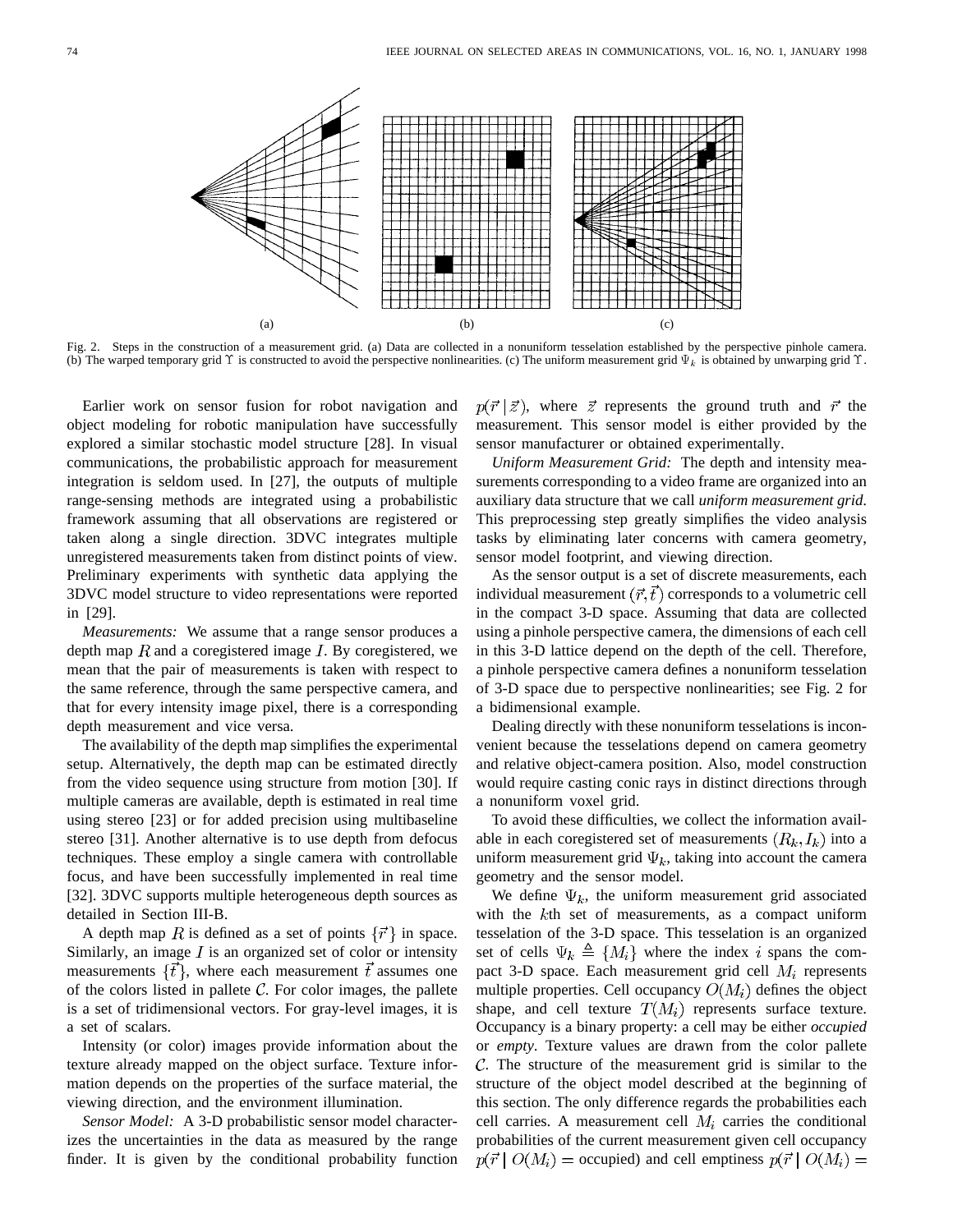Fig. 2. Steps in the construction of a measurement grid. (a) Data are collected in a nonuniform tesselation established by the perspective pinhole camera. (b) The warped temporary grid $\Upsilon$ is constructed to avoid the perspective nonlinearities. (c) The uniform measurement grid $\Psi_k$ is obtained by unwarping grid $\Upsilon$.

Earlier work on sensor fusion for robot navigation and object modeling for robotic manipulation have successfully explored a similar stochastic model structure [28]. In visual communications, the probabilistic approach for measurement integration is seldom used. In [27], the outputs of multiple range-sensing methods are integrated using a probabilistic framework assuming that all observations are registered or taken along a single direction. 3DVC integrates multiple unregistered measurements taken from distinct points of view. Preliminary experiments with synthetic data applying the 3DVC model structure to video representations were reported in [29].

*Measurements:* We assume that a range sensor produces a depth map $R$ and a coregistered image $I$. By coregistered, we mean that the pair of measurements is taken with respect to the same reference, through the same perspective camera, and that for every intensity image pixel, there is a corresponding depth measurement and vice versa.

The availability of the depth map simplifies the experimental setup. Alternatively, the depth map can be estimated directly from the video sequence using structure from motion [30]. If multiple cameras are available, depth is estimated in real time using stereo [23] or for added precision using multibaseline stereo [31]. Another alternative is to use depth from defocus techniques. These employ a single camera with controllable focus, and have been successfully implemented in real time [32]. 3DVC supports multiple heterogeneous depth sources as detailed in Section III-B.

A depth map $R$ is defined as a set of points $\{\vec{r}\}$ in space. Similarly, an image $I$ is an organized set of color or intensity measurements $\{\vec{t}\}$, where each measurement $\vec{t}$ assumes one of the colors listed in pallete $\mathcal{C}$. For color images, the pallete is a set of tridimensional vectors. For gray-level images, it is a set of scalars.

Intensity (or color) images provide information about the texture already mapped on the object surface. Texture information depends on the properties of the surface material, the viewing direction, and the environment illumination.

*Sensor Model:* A 3-D probabilistic sensor model characterizes the uncertainties in the data as measured by the range finder. It is given by the conditional probability function $p(\vec{r} \mid \vec{z})$, where $\vec{z}$ represents the ground truth and $\vec{r}$ the measurement. This sensor model is either provided by the sensor manufacturer or obtained experimentally.

*Uniform Measurement Grid:* The depth and intensity measurements corresponding to a video frame are organized into an auxiliary data structure that we call *uniform measurement grid*. This preprocessing step greatly simplifies the video analysis tasks by eliminating later concerns with camera geometry, sensor model footprint, and viewing direction.

As the sensor output is a set of discrete measurements, each individual measurement $(\vec{r}, \vec{t})$ corresponds to a volumetric cell in the compact 3-D space. Assuming that data are collected using a pinhole perspective camera, the dimensions of each cell in this 3-D lattice depend on the depth of the cell. Therefore, a pinhole perspective camera defines a nonuniform tesselation of 3-D space due to perspective nonlinearities; see Fig. 2 for a bidimensional example.

Dealing directly with these nonuniform tesselations is inconvenient because the tesselations depend on camera geometry and relative object-camera position. Also, model construction would require casting conic rays in distinct directions through a nonuniform voxel grid.

To avoid these difficulties, we collect the information available in each coregistered set of measurements $(R_k, I_k)$ into a uniform measurement grid $\Psi_k$, taking into account the camera geometry and the sensor model.

We define $\Psi_k$, the uniform measurement grid associated with the $k$th set of measurements, as a compact uniform tesselation of the 3-D space. This tesselation is an organized set of cells $\Psi_k \triangleq \{M_i\}$ where the index $i$ spans the compact 3-D space. Each measurement grid cell $M_i$ represents multiple properties. Cell occupancy $O(M_i)$ defines the object shape, and cell texture $T(M_i)$ represents surface texture. Occupancy is a binary property: a cell may be either *occupied* or *empty*. Texture values are drawn from the color pallete $\mathcal{C}$. The structure of the measurement grid is similar to the structure of the object model described at the beginning of this section. The only difference regards the probabilities each cell carries. A measurement cell $M_i$ carries the conditional probabilities of the current measurement given cell occupancy $p(\vec{r} \mid O(M_i) = \text{occupied})$ and cell emptiness $p(\vec{r} \mid O(M_i) =$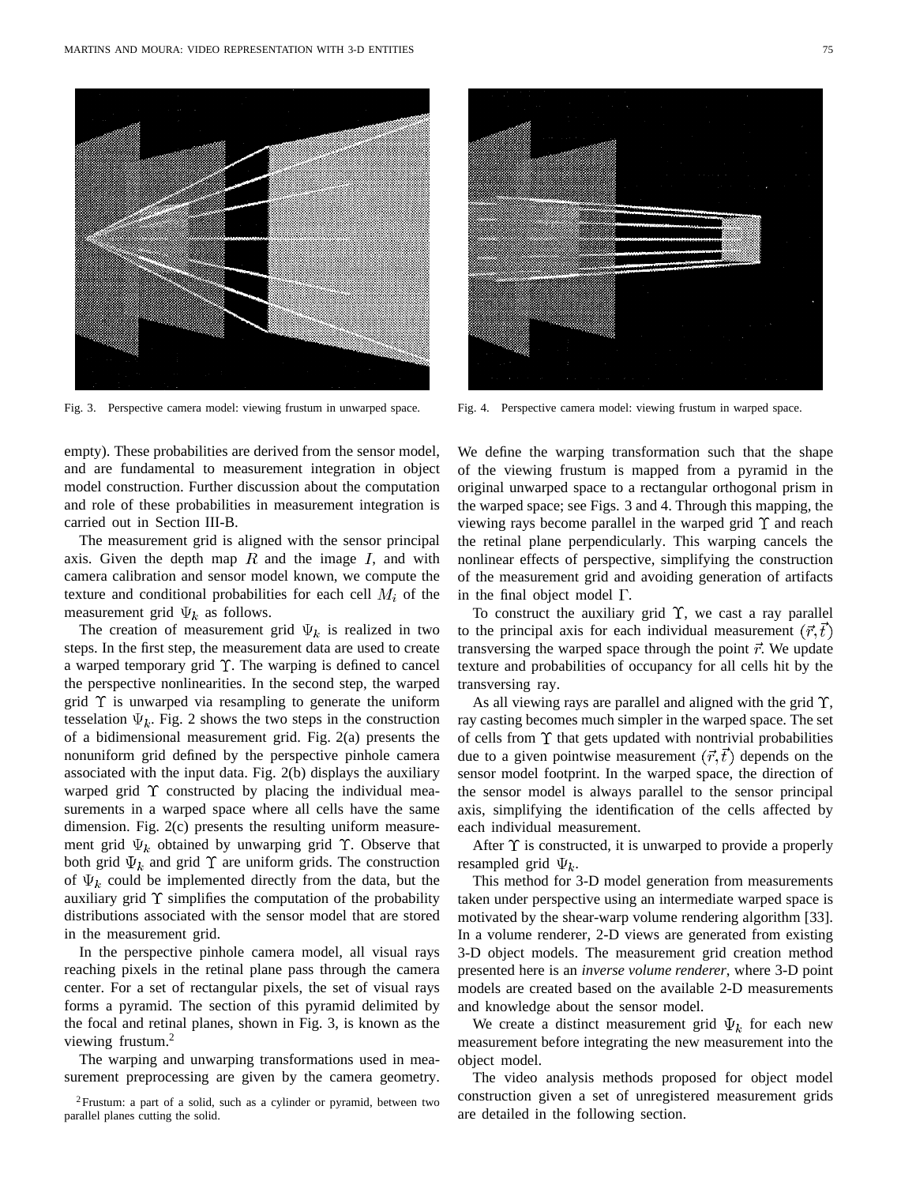Fig. 3. Perspective camera model: viewing frustum in unwarped space.

Fig. 4. Perspective camera model: viewing frustum in warped space.

empty). These probabilities are derived from the sensor model, and are fundamental to measurement integration in object model construction. Further discussion about the computation and role of these probabilities in measurement integration is carried out in Section III-B.

The measurement grid is aligned with the sensor principal axis. Given the depth map $R$ and the image $I$, and with camera calibration and sensor model known, we compute the texture and conditional probabilities for each cell $M_i$ of the measurement grid $\Psi_k$ as follows.

The creation of measurement grid $\Psi_k$ is realized in two steps. In the first step, the measurement data are used to create a warped temporary grid $\Upsilon$. The warping is defined to cancel the perspective nonlinearities. In the second step, the warped grid $\Upsilon$ is unwarped via resampling to generate the uniform tesselation $\Psi_k$. Fig. 2 shows the two steps in the construction of a bidimensional measurement grid. Fig. 2(a) presents the nonuniform grid defined by the perspective pinhole camera associated with the input data. Fig. 2(b) displays the auxiliary warped grid $\Upsilon$ constructed by placing the individual measurements in a warped space where all cells have the same dimension. Fig. 2(c) presents the resulting uniform measurement grid $\Psi_k$ obtained by unwarping grid $\Upsilon$. Observe that both grid $\Psi_k$ and grid $\Upsilon$ are uniform grids. The construction of $\Psi_k$ could be implemented directly from the data, but the auxiliary grid $\Upsilon$ simplifies the computation of the probability distributions associated with the sensor model that are stored in the measurement grid.

In the perspective pinhole camera model, all visual rays reaching pixels in the retinal plane pass through the camera center. For a set of rectangular pixels, the set of visual rays forms a pyramid. The section of this pyramid delimited by the focal and retinal planes, shown in Fig. 3, is known as the viewing frustum.[2]

The warping and unwarping transformations used in measurement preprocessing are given by the camera geometry. We define the warping transformation such that the shape of the viewing frustum is mapped from a pyramid in the original unwarped space to a rectangular orthogonal prism in the warped space; see Figs. 3 and 4. Through this mapping, the viewing rays become parallel in the warped grid $\Upsilon$ and reach the retinal plane perpendicularly. This warping cancels the nonlinear effects of perspective, simplifying the construction of the measurement grid and avoiding generation of artifacts in the final object model $\Gamma$.

To construct the auxiliary grid $\Upsilon$, we cast a ray parallel to the principal axis for each individual measurement $(\vec{r}, \vec{t})$ transversing the warped space through the point $\vec{r}$. We update texture and probabilities of occupancy for all cells hit by the transversing ray.

As all viewing rays are parallel and aligned with the grid $\Upsilon$, ray casting becomes much simpler in the warped space. The set of cells from $\Upsilon$ that gets updated with nontrivial probabilities due to a given pointwise measurement $(\vec{r}, \vec{t})$ depends on the sensor model footprint. In the warped space, the direction of the sensor model is always parallel to the sensor principal axis, simplifying the identification of the cells affected by each individual measurement.

After $\Upsilon$ is constructed, it is unwarped to provide a properly resampled grid $\Psi_k$.

This method for 3-D model generation from measurements taken under perspective using an intermediate warped space is motivated by the shear-warp volume rendering algorithm [33]. In a volume renderer, 2-D views are generated from existing 3-D object models. The measurement grid creation method presented here is an *inverse volume renderer*, where 3-D point models are created based on the available 2-D measurements and knowledge about the sensor model.

We create a distinct measurement grid $\Psi_k$ for each new measurement before integrating the new measurement into the object model.

The video analysis methods proposed for object model construction given a set of unregistered measurement grids are detailed in the following section.

[2] Frustum: a part of a solid, such as a cylinder or pyramid, between two parallel planes cutting the solid.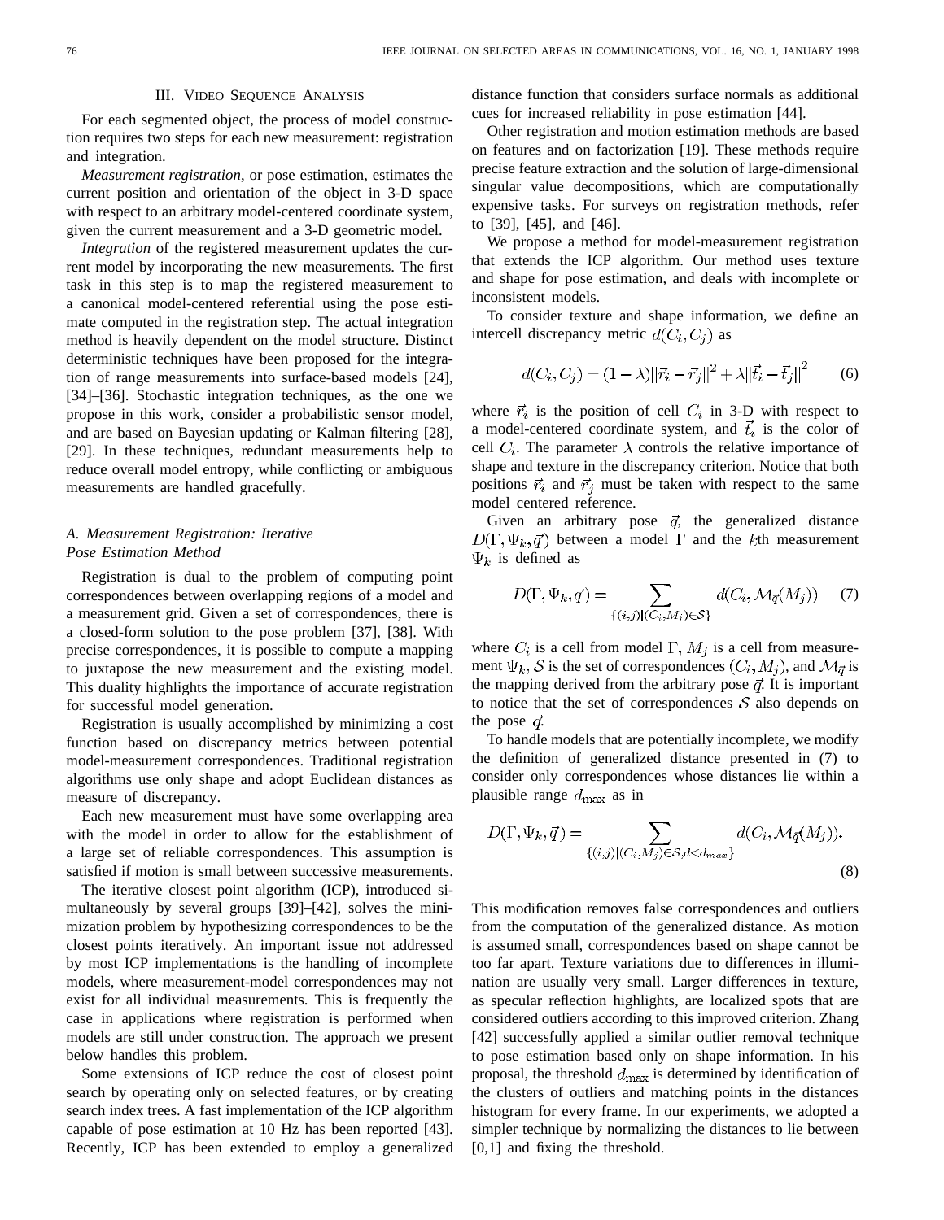## III. Video Sequence Analysis

For each segmented object, the process of model construction requires two steps for each new measurement: registration and integration.

*Measurement registration*, or pose estimation, estimates the current position and orientation of the object in 3-D space with respect to an arbitrary model-centered coordinate system, given the current measurement and a 3-D geometric model.

*Integration* of the registered measurement updates the current model by incorporating the new measurements. The first task in this step is to map the registered measurement to a canonical model-centered referential using the pose estimate computed in the registration step. The actual integration method is heavily dependent on the model structure. Distinct deterministic techniques have been proposed for the integration of range measurements into surface-based models [24], [34]–[36]. Stochastic integration techniques, as the one we propose in this work, consider a probabilistic sensor model, and are based on Bayesian updating or Kalman filtering [28], [29]. In these techniques, redundant measurements help to reduce overall model entropy, while conflicting or ambiguous measurements are handled gracefully.

### *A. Measurement Registration: Iterative Pose Estimation Method*

Registration is dual to the problem of computing point correspondences between overlapping regions of a model and a measurement grid. Given a set of correspondences, there is a closed-form solution to the pose problem [37], [38]. With precise correspondences, it is possible to compute a mapping to juxtapose the new measurement and the existing model. This duality highlights the importance of accurate registration for successful model generation.

Registration is usually accomplished by minimizing a cost function based on discrepancy metrics between potential model-measurement correspondences. Traditional registration algorithms use only shape and adopt Euclidean distances as measure of discrepancy.

Each new measurement must have some overlapping area with the model in order to allow for the establishment of a large set of reliable correspondences. This assumption is satisfied if motion is small between successive measurements.

The iterative closest point algorithm (ICP), introduced simultaneously by several groups [39]–[42], solves the minimization problem by hypothesizing correspondences to be the closest points iteratively. An important issue not addressed by most ICP implementations is the handling of incomplete models, where measurement-model correspondences may not exist for all individual measurements. This is frequently the case in applications where registration is performed when models are still under construction. The approach we present below handles this problem.

Some extensions of ICP reduce the cost of closest point search by operating only on selected features, or by creating search index trees. A fast implementation of the ICP algorithm capable of pose estimation at 10 Hz has been reported [43]. Recently, ICP has been extended to employ a generalized distance function that considers surface normals as additional cues for increased reliability in pose estimation [44].

Other registration and motion estimation methods are based on features and on factorization [19]. These methods require precise feature extraction and the solution of large-dimensional singular value decompositions, which are computationally expensive tasks. For surveys on registration methods, refer to [39], [45], and [46].

We propose a method for model-measurement registration that extends the ICP algorithm. Our method uses texture and shape for pose estimation, and deals with incomplete or inconsistent models.

To consider texture and shape information, we define an intercell discrepancy metric $d(C_i, C_j)$ as

$$d(C_i, C_j) = (1-\lambda)\|\vec{r}_i - \vec{r}_j\|^2 + \lambda\|\vec{t}_i - \vec{t}_j\|^2 \tag{6}$$

where $\vec{r}_i$ is the position of cell $C_i$ in 3-D with respect to a model-centered coordinate system, and $\vec{t}_i$ is the color of cell $C_i$. The parameter $\lambda$ controls the relative importance of shape and texture in the discrepancy criterion. Notice that both positions $\vec{r}_i$ and $\vec{r}_j$ must be taken with respect to the same model centered reference.

Given an arbitrary pose $\vec{q}$, the generalized distance $D(\Gamma, \Psi_k, \vec{q})$ between a model $\Gamma$ and the $k$th measurement $\Psi_k$ is defined as

$$D(\Gamma, \Psi_k, \vec{q}) = \sum_{\{(i,j)|(C_i, M_j)\in \mathcal{S}\}} d(C_i, \mathcal{M}_{\vec{q}}(M_j)) \tag{7}$$

where $C_i$ is a cell from model $\Gamma$, $M_j$ is a cell from measurement $\Psi_k$, $\mathcal{S}$ is the set of correspondences $(C_i, M_j)$, and $\mathcal{M}_{\vec{q}}$ is the mapping derived from the arbitrary pose $\vec{q}$. It is important to notice that the set of correspondences $\mathcal{S}$ also depends on the pose $\vec{q}$.

To handle models that are potentially incomplete, we modify the definition of generalized distance presented in (7) to consider only correspondences whose distances lie within a plausible range $d_{\max}$ as in

$$D(\Gamma, \Psi_k, \vec{q}) = \sum_{\{(i,j)|(C_i, M_j)\in \mathcal{S}, d<d_{max}\}} d(C_i, \mathcal{M}_{\vec{q}}(M_j)). \tag{8}$$

This modification removes false correspondences and outliers from the computation of the generalized distance. As motion is assumed small, correspondences based on shape cannot be too far apart. Texture variations due to differences in illumination are usually very small. Larger differences in texture, as specular reflection highlights, are localized spots that are considered outliers according to this improved criterion. Zhang [42] successfully applied a similar outlier removal technique to pose estimation based only on shape information. In his proposal, the threshold $d_{\max}$ is determined by identification of the clusters of outliers and matching points in the distances histogram for every frame. In our experiments, we adopted a simpler technique by normalizing the distances to lie between [0,1] and fixing the threshold.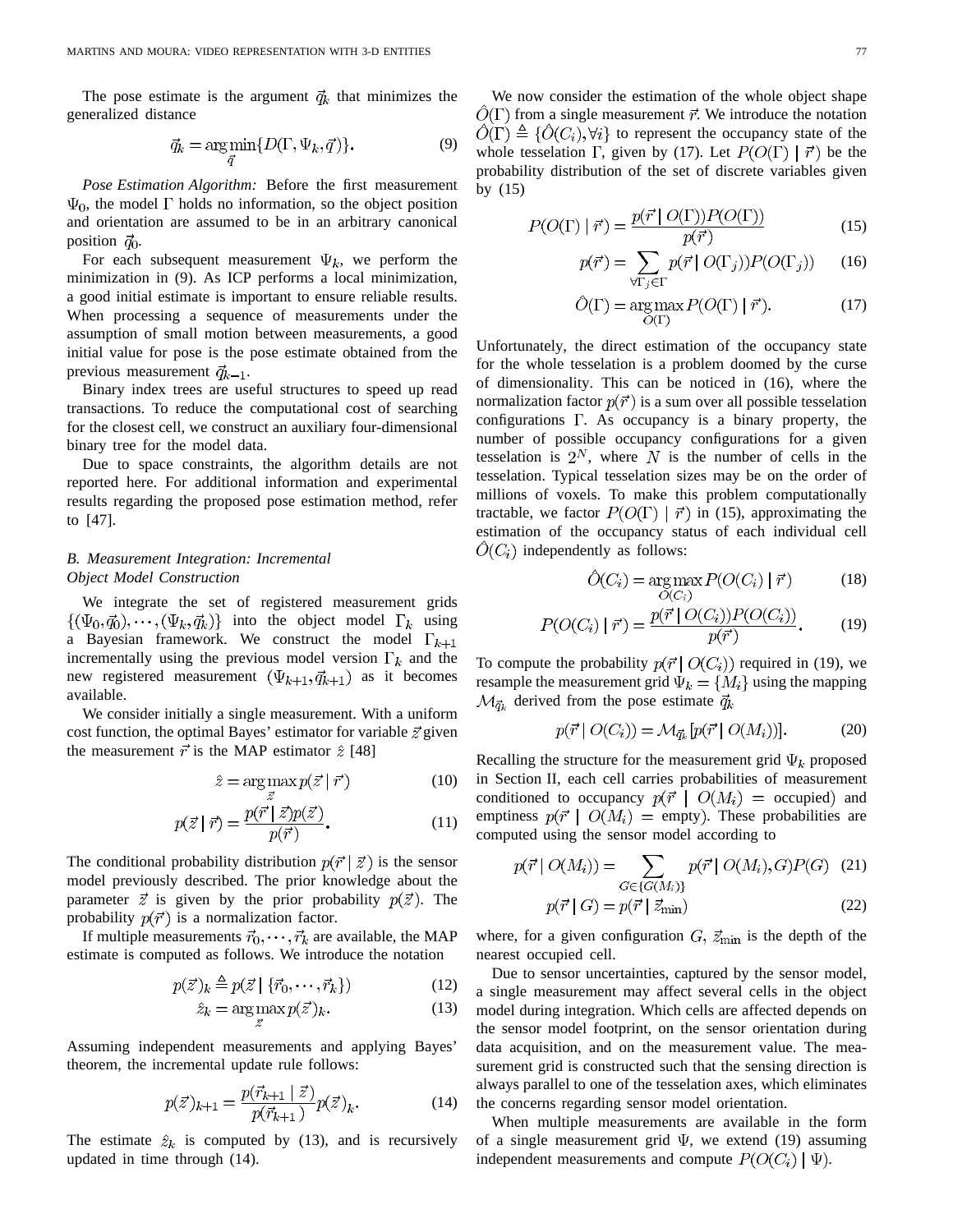The pose estimate is the argument $\vec{q}_k$ that minimizes the generalized distance

$$\vec{q}_k = \arg\min_{\vec{q}}\{D(\Gamma, \Psi_k, \vec{q})\}. \tag{9}$$

*Pose Estimation Algorithm:* Before the first measurement $\Psi_0$, the model $\Gamma$ holds no information, so the object position and orientation are assumed to be in an arbitrary canonical position $\vec{q}_0$.

For each subsequent measurement $\Psi_k$, we perform the minimization in (9). As ICP performs a local minimization, a good initial estimate is important to ensure reliable results. When processing a sequence of measurements under the assumption of small motion between measurements, a good initial value for pose is the pose estimate obtained from the previous measurement $\vec{q}_{k-1}$.

Binary index trees are useful structures to speed up read transactions. To reduce the computational cost of searching for the closest cell, we construct an auxiliary four-dimensional binary tree for the model data.

Due to space constraints, the algorithm details are not reported here. For additional information and experimental results regarding the proposed pose estimation method, refer to [47].

### B. Measurement Integration: Incremental Object Model Construction

We integrate the set of registered measurement grids $\{(\Psi_0, \vec{q}_0), \cdots, (\Psi_k, \vec{q}_k)\}$ into the object model $\Gamma_k$ using a Bayesian framework. We construct the model $\Gamma_{k+1}$ incrementally using the previous model version $\Gamma_k$ and the new registered measurement $(\Psi_{k+1}, \vec{q}_{k+1})$ as it becomes available.

We consider initially a single measurement. With a uniform cost function, the optimal Bayes' estimator for variable $\vec{z}$ given the measurement $\vec{r}$ is the MAP estimator $\hat{z}$ [48]

$$\hat{z} = \arg\max_{\vec{z}} p(\vec{z} \mid \vec{r}) \tag{10}$$

$$p(\vec{z} \mid \vec{r}) = \frac{p(\vec{r} \mid \vec{z})p(\vec{z})}{p(\vec{r})}. \tag{11}$$

The conditional probability distribution $p(\vec{r} \mid \vec{z})$ is the sensor model previously described. The prior knowledge about the parameter $\vec{z}$ is given by the prior probability $p(\vec{z})$. The probability $p(\vec{r})$ is a normalization factor.

If multiple measurements $\vec{r}_0, \cdots, \vec{r}_k$ are available, the MAP estimate is computed as follows. We introduce the notation

$$p(\vec{z})_k \triangleq p(\vec{z} \mid \{\vec{r}_0, \cdots, \vec{r}_k\}) \tag{12}$$

$$\hat{z}_k = \arg\max_{\vec{z}} p(\vec{z})_k. \tag{13}$$

Assuming independent measurements and applying Bayes' theorem, the incremental update rule follows:

$$p(\vec{z})_{k+1} = \frac{p(\vec{r}_{k+1} \mid \vec{z})}{p(\vec{r}_{k+1})} p(\vec{z})_k. \tag{14}$$

The estimate $\hat{z}_k$ is computed by (13), and is recursively updated in time through (14).

We now consider the estimation of the whole object shape $\hat{O}(\Gamma)$ from a single measurement $\vec{r}$. We introduce the notation $\hat{O}(\Gamma) \triangleq \{\hat{O}(C_i), \forall i\}$ to represent the occupancy state of the whole tesselation $\Gamma$, given by (17). Let $P(O(\Gamma) \mid \vec{r})$ be the probability distribution of the set of discrete variables given by (15)

$$P(O(\Gamma) \mid \vec{r}) = \frac{p(\vec{r} \mid O(\Gamma))P(O(\Gamma))}{p(\vec{r})} \tag{15}$$

$$p(\vec{r}) = \sum_{\forall \Gamma_j \in \Gamma} p(\vec{r} \mid O(\Gamma_j))P(O(\Gamma_j)) \tag{16}$$

$$\hat{O}(\Gamma) = \arg\max_{O(\Gamma)} P(O(\Gamma) \mid \vec{r}). \tag{17}$$

Unfortunately, the direct estimation of the occupancy state for the whole tesselation is a problem doomed by the curse of dimensionality. This can be noticed in (16), where the normalization factor $p(\vec{r})$ is a sum over all possible tesselation configurations $\Gamma$. As occupancy is a binary property, the number of possible occupancy configurations for a given tesselation is $2^N$, where $N$ is the number of cells in the tesselation. Typical tesselation sizes may be on the order of millions of voxels. To make this problem computationally tractable, we factor $P(O(\Gamma) \mid \vec{r})$ in (15), approximating the estimation of the occupancy status of each individual cell $\hat{O}(C_i)$ independently as follows:

$$\hat{O}(C_i) = \arg\max_{O(C_i)} P(O(C_i) \mid \vec{r}) \tag{18}$$

$$P(O(C_i) \mid \vec{r}) = \frac{p(\vec{r} \mid O(C_i))P(O(C_i))}{p(\vec{r})}. \tag{19}$$

To compute the probability $p(\vec{r} \mid O(C_i))$ required in (19), we resample the measurement grid $\Psi_k = \{M_i\}$ using the mapping $\mathcal{M}_{\vec{q}_k}$ derived from the pose estimate $\vec{q}_k$

$$p(\vec{r} \mid O(C_i)) = \mathcal{M}_{\vec{q}_k}[p(\vec{r} \mid O(M_i))]. \tag{20}$$

Recalling the structure for the measurement grid $\Psi_k$ proposed in Section II, each cell carries probabilities of measurement conditioned to occupancy $p(\vec{r} \mid O(M_i) = \text{occupied})$ and emptiness $p(\vec{r} \mid O(M_i) = \text{empty})$. These probabilities are computed using the sensor model according to

$$p(\vec{r} \mid O(M_i)) = \sum_{G \in \{G(M_i)\}} p(\vec{r} \mid O(M_i), G)P(G) \tag{21}$$

$$p(\vec{r} \mid G) = p(\vec{r} \mid \vec{z}_{\min}) \tag{22}$$

where, for a given configuration $G$, $\vec{z}_{\min}$ is the depth of the nearest occupied cell.

Due to sensor uncertainties, captured by the sensor model, a single measurement may affect several cells in the object model during integration. Which cells are affected depends on the sensor model footprint, on the sensor orientation during data acquisition, and on the measurement value. The measurement grid is constructed such that the sensing direction is always parallel to one of the tesselation axes, which eliminates the concerns regarding sensor model orientation.

When multiple measurements are available in the form of a single measurement grid $\Psi$, we extend (19) assuming independent measurements and compute $P(O(C_i) \mid \Psi)$.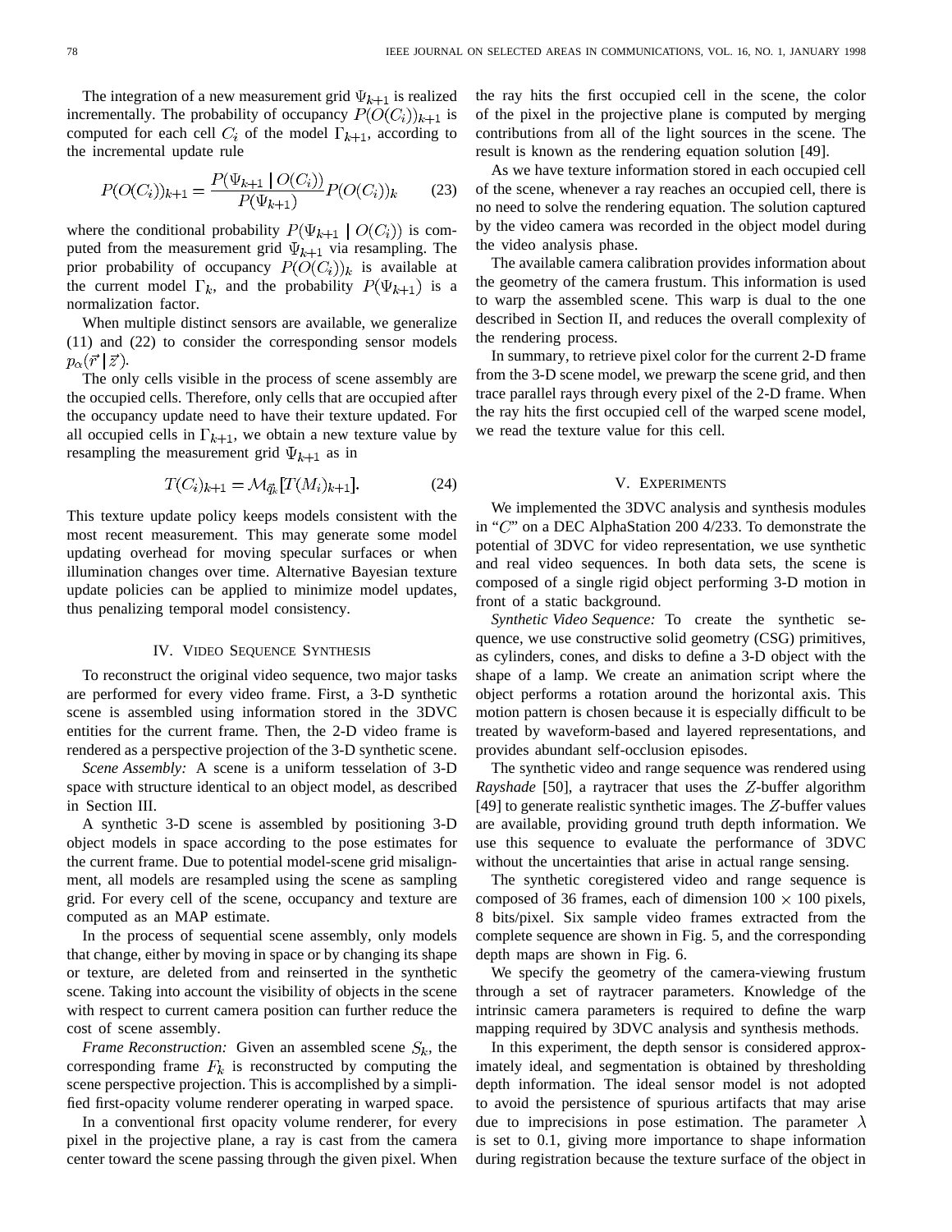The integration of a new measurement grid $\Psi_{k+1}$ is realized incrementally. The probability of occupancy $P(O(C_i))_{k+1}$ is computed for each cell $C_i$ of the model $\Gamma_{k+1}$, according to the incremental update rule

$$P(O(C_i))_{k+1} = \frac{P(\Psi_{k+1} \mid O(C_i))}{P(\Psi_{k+1})} P(O(C_i))_k \tag{23}$$

where the conditional probability $P(\Psi_{k+1} \mid O(C_i))$ is computed from the measurement grid $\Psi_{k+1}$ via resampling. The prior probability of occupancy $P(O(C_i))_k$ is available at the current model $\Gamma_k$, and the probability $P(\Psi_{k+1})$ is a normalization factor.

When multiple distinct sensors are available, we generalize (11) and (22) to consider the corresponding sensor models $p_\alpha(\vec{r} \mid \vec{z})$.

The only cells visible in the process of scene assembly are the occupied cells. Therefore, only cells that are occupied after the occupancy update need to have their texture updated. For all occupied cells in $\Gamma_{k+1}$, we obtain a new texture value by resampling the measurement grid $\Psi_{k+1}$ as in

$$T(C_i)_{k+1} = \mathcal{M}_{\vec{q}_k}[T(M_i)_{k+1}]. \tag{24}$$

This texture update policy keeps models consistent with the most recent measurement. This may generate some model updating overhead for moving specular surfaces or when illumination changes over time. Alternative Bayesian texture update policies can be applied to minimize model updates, thus penalizing temporal model consistency.

## IV. Video Sequence Synthesis

To reconstruct the original video sequence, two major tasks are performed for every video frame. First, a 3-D synthetic scene is assembled using information stored in the 3DVC entities for the current frame. Then, the 2-D video frame is rendered as a perspective projection of the 3-D synthetic scene.

*Scene Assembly:* A scene is a uniform tesselation of 3-D space with structure identical to an object model, as described in Section III.

A synthetic 3-D scene is assembled by positioning 3-D object models in space according to the pose estimates for the current frame. Due to potential model-scene grid misalignment, all models are resampled using the scene as sampling grid. For every cell of the scene, occupancy and texture are computed as an MAP estimate.

In the process of sequential scene assembly, only models that change, either by moving in space or by changing its shape or texture, are deleted from and reinserted in the synthetic scene. Taking into account the visibility of objects in the scene with respect to current camera position can further reduce the cost of scene assembly.

*Frame Reconstruction:* Given an assembled scene $S_k$, the corresponding frame $F_k$ is reconstructed by computing the scene perspective projection. This is accomplished by a simplified first-opacity volume renderer operating in warped space.

In a conventional first opacity volume renderer, for every pixel in the projective plane, a ray is cast from the camera center toward the scene passing through the given pixel. When the ray hits the first occupied cell in the scene, the color of the pixel in the projective plane is computed by merging contributions from all of the light sources in the scene. The result is known as the rendering equation solution [49].

As we have texture information stored in each occupied cell of the scene, whenever a ray reaches an occupied cell, there is no need to solve the rendering equation. The solution captured by the video camera was recorded in the object model during the video analysis phase.

The available camera calibration provides information about the geometry of the camera frustum. This information is used to warp the assembled scene. This warp is dual to the one described in Section II, and reduces the overall complexity of the rendering process.

In summary, to retrieve pixel color for the current 2-D frame from the 3-D scene model, we prewarp the scene grid, and then trace parallel rays through every pixel of the 2-D frame. When the ray hits the first occupied cell of the warped scene model, we read the texture value for this cell.

## V. Experiments

We implemented the 3DVC analysis and synthesis modules in "$C$" on a DEC AlphaStation 200 4/233. To demonstrate the potential of 3DVC for video representation, we use synthetic and real video sequences. In both data sets, the scene is composed of a single rigid object performing 3-D motion in front of a static background.

*Synthetic Video Sequence:* To create the synthetic sequence, we use constructive solid geometry (CSG) primitives, as cylinders, cones, and disks to define a 3-D object with the shape of a lamp. We create an animation script where the object performs a rotation around the horizontal axis. This motion pattern is chosen because it is especially difficult to be treated by waveform-based and layered representations, and provides abundant self-occlusion episodes.

The synthetic video and range sequence was rendered using *Rayshade* [50], a raytracer that uses the $Z$-buffer algorithm [49] to generate realistic synthetic images. The $Z$-buffer values are available, providing ground truth depth information. We use this sequence to evaluate the performance of 3DVC without the uncertainties that arise in actual range sensing.

The synthetic coregistered video and range sequence is composed of 36 frames, each of dimension $100 \times 100$ pixels, 8 bits/pixel. Six sample video frames extracted from the complete sequence are shown in Fig. 5, and the corresponding depth maps are shown in Fig. 6.

We specify the geometry of the camera-viewing frustum through a set of raytracer parameters. Knowledge of the intrinsic camera parameters is required to define the warp mapping required by 3DVC analysis and synthesis methods.

In this experiment, the depth sensor is considered approximately ideal, and segmentation is obtained by thresholding depth information. The ideal sensor model is not adopted to avoid the persistence of spurious artifacts that may arise due to imprecisions in pose estimation. The parameter $\lambda$ is set to 0.1, giving more importance to shape information during registration because the texture surface of the object in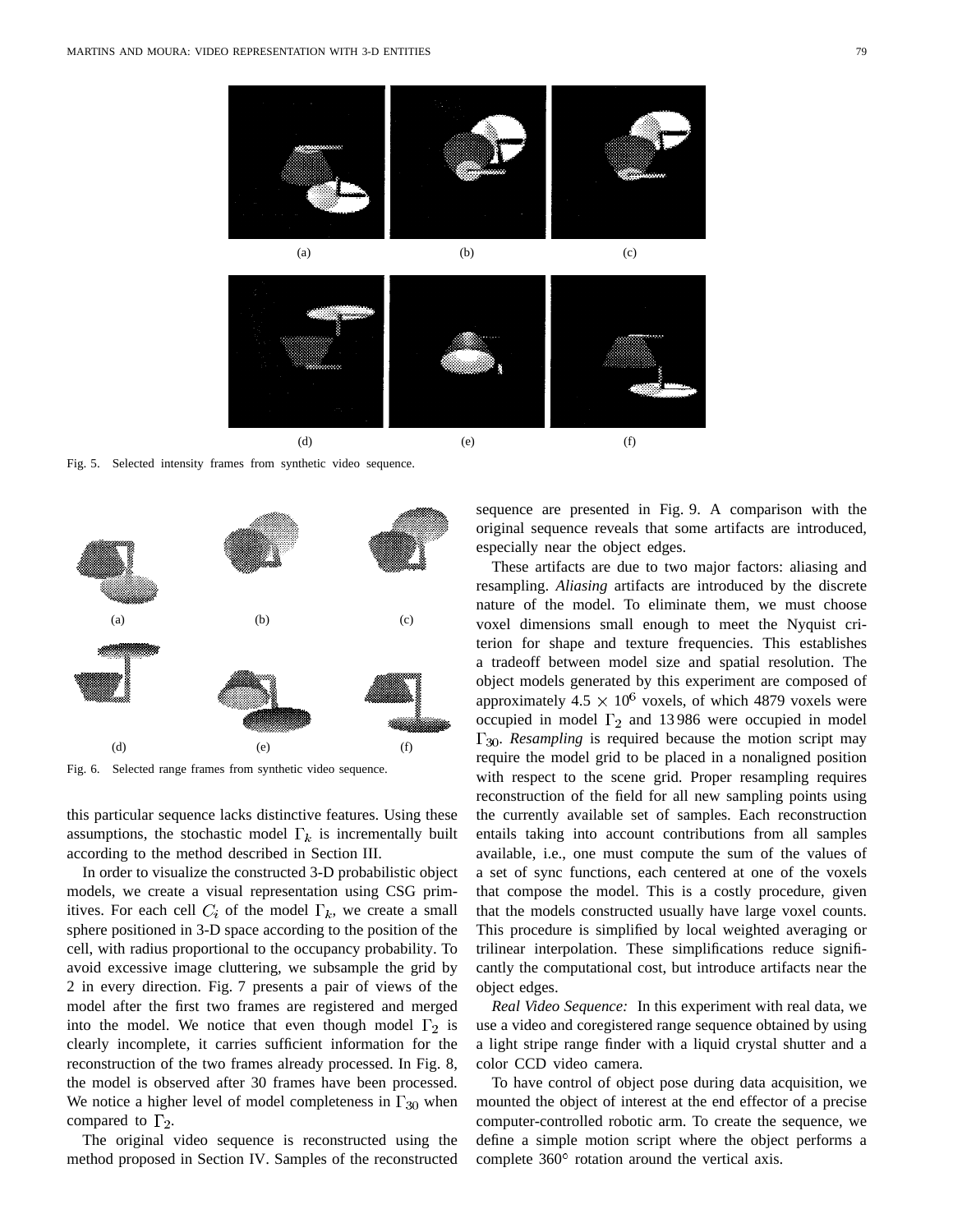(a) (b) (c)

(d) (e) (f)

Fig. 5. Selected intensity frames from synthetic video sequence.

(a) (b) (c)

(d) (e) (f)

Fig. 6. Selected range frames from synthetic video sequence.

this particular sequence lacks distinctive features. Using these assumptions, the stochastic model $\Gamma_k$ is incrementally built according to the method described in Section III.

In order to visualize the constructed 3-D probabilistic object models, we create a visual representation using CSG primitives. For each cell $C_i$ of the model $\Gamma_k$, we create a small sphere positioned in 3-D space according to the position of the cell, with radius proportional to the occupancy probability. To avoid excessive image cluttering, we subsample the grid by 2 in every direction. Fig. 7 presents a pair of views of the model after the first two frames are registered and merged into the model. We notice that even though model $\Gamma_2$ is clearly incomplete, it carries sufficient information for the reconstruction of the two frames already processed. In Fig. 8, the model is observed after 30 frames have been processed. We notice a higher level of model completeness in $\Gamma_{30}$ when compared to $\Gamma_2$.

The original video sequence is reconstructed using the method proposed in Section IV. Samples of the reconstructed sequence are presented in Fig. 9. A comparison with the original sequence reveals that some artifacts are introduced, especially near the object edges.

These artifacts are due to two major factors: aliasing and resampling. *Aliasing* artifacts are introduced by the discrete nature of the model. To eliminate them, we must choose voxel dimensions small enough to meet the Nyquist criterion for shape and texture frequencies. This establishes a tradeoff between model size and spatial resolution. The object models generated by this experiment are composed of approximately $4.5 \times 10^6$ voxels, of which 4879 voxels were occupied in model $\Gamma_2$ and 13 986 were occupied in model $\Gamma_{30}$. *Resampling* is required because the motion script may require the model grid to be placed in a nonaligned position with respect to the scene grid. Proper resampling requires reconstruction of the field for all new sampling points using the currently available set of samples. Each reconstruction entails taking into account contributions from all samples available, i.e., one must compute the sum of the values of a set of sync functions, each centered at one of the voxels that compose the model. This is a costly procedure, given that the models constructed usually have large voxel counts. This procedure is simplified by local weighted averaging or trilinear interpolation. These simplifications reduce significantly the computational cost, but introduce artifacts near the object edges.

*Real Video Sequence:* In this experiment with real data, we use a video and coregistered range sequence obtained by using a light stripe range finder with a liquid crystal shutter and a color CCD video camera.

To have control of object pose during data acquisition, we mounted the object of interest at the end effector of a precise computer-controlled robotic arm. To create the sequence, we define a simple motion script where the object performs a complete 360° rotation around the vertical axis.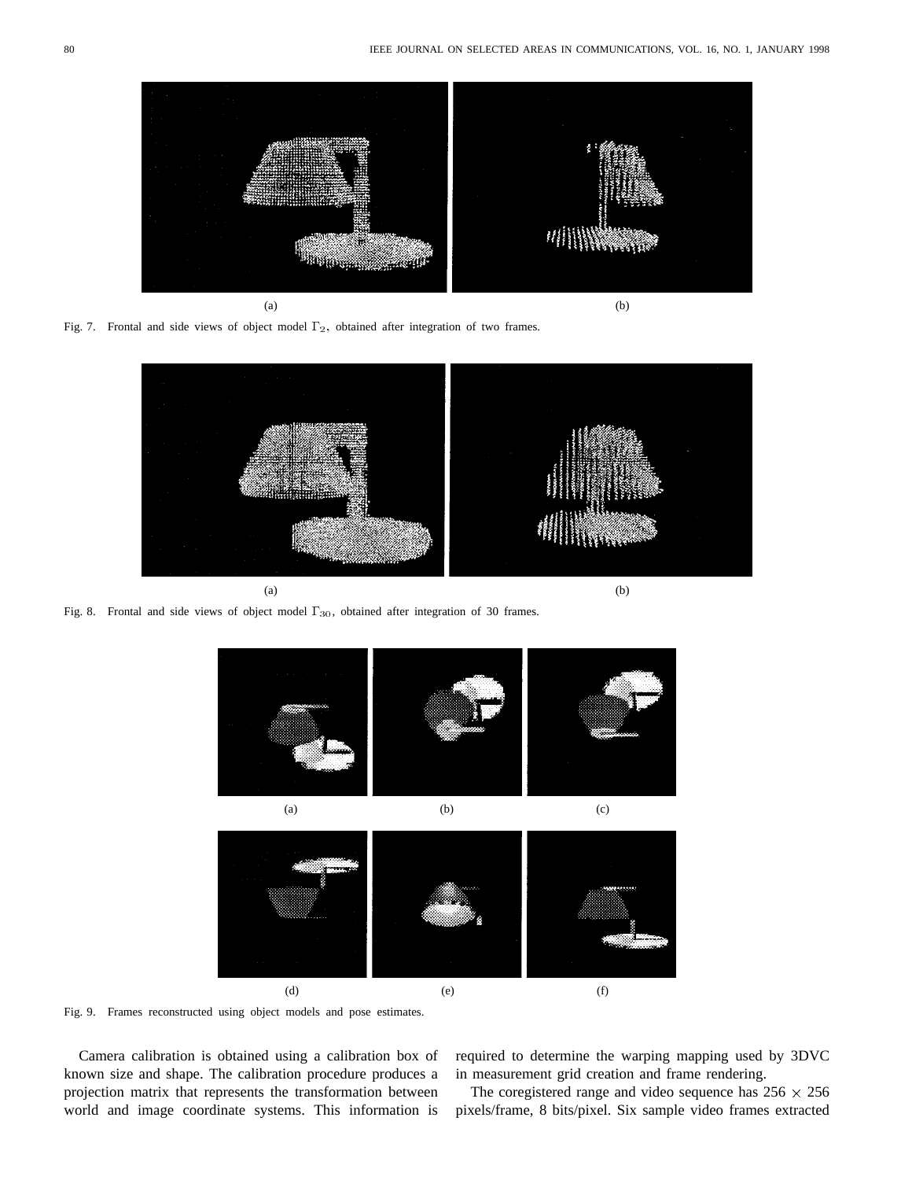(a)

(b)

Fig. 7. Frontal and side views of object model $\Gamma_2$, obtained after integration of two frames.

(a)

(b)

Fig. 8. Frontal and side views of object model $\Gamma_{30}$, obtained after integration of 30 frames.

(a) (b) (c)

(d) (e) (f)

Fig. 9. Frames reconstructed using object models and pose estimates.

Camera calibration is obtained using a calibration box of known size and shape. The calibration procedure produces a projection matrix that represents the transformation between world and image coordinate systems. This information is required to determine the warping mapping used by 3DVC in measurement grid creation and frame rendering.

The coregistered range and video sequence has $256 \times 256$ pixels/frame, 8 bits/pixel. Six sample video frames extracted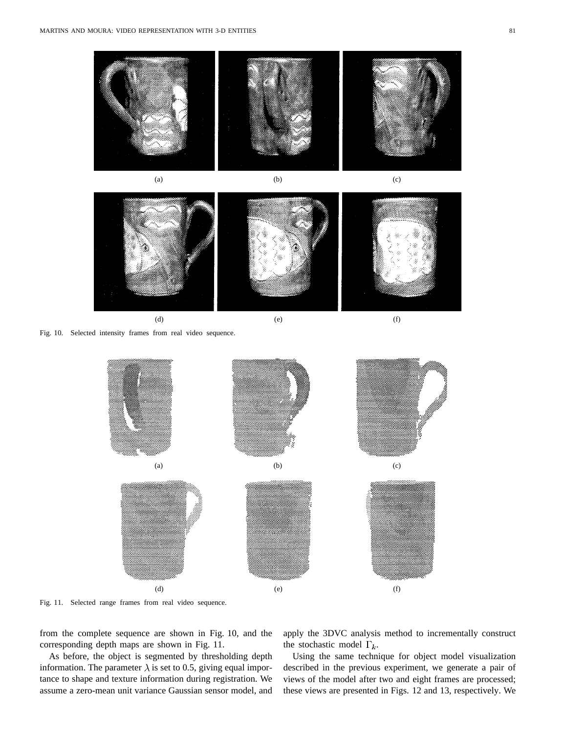(a) (b) (c)

(d) (e) (f)

Fig. 10. Selected intensity frames from real video sequence.

(a) (b) (c)

(d) (e) (f)

Fig. 11. Selected range frames from real video sequence.

from the complete sequence are shown in Fig. 10, and the corresponding depth maps are shown in Fig. 11.

As before, the object is segmented by thresholding depth information. The parameter $\lambda$ is set to 0.5, giving equal importance to shape and texture information during registration. We assume a zero-mean unit variance Gaussian sensor model, and apply the 3DVC analysis method to incrementally construct the stochastic model $\Gamma_k$.

Using the same technique for object model visualization described in the previous experiment, we generate a pair of views of the model after two and eight frames are processed; these views are presented in Figs. 12 and 13, respectively. We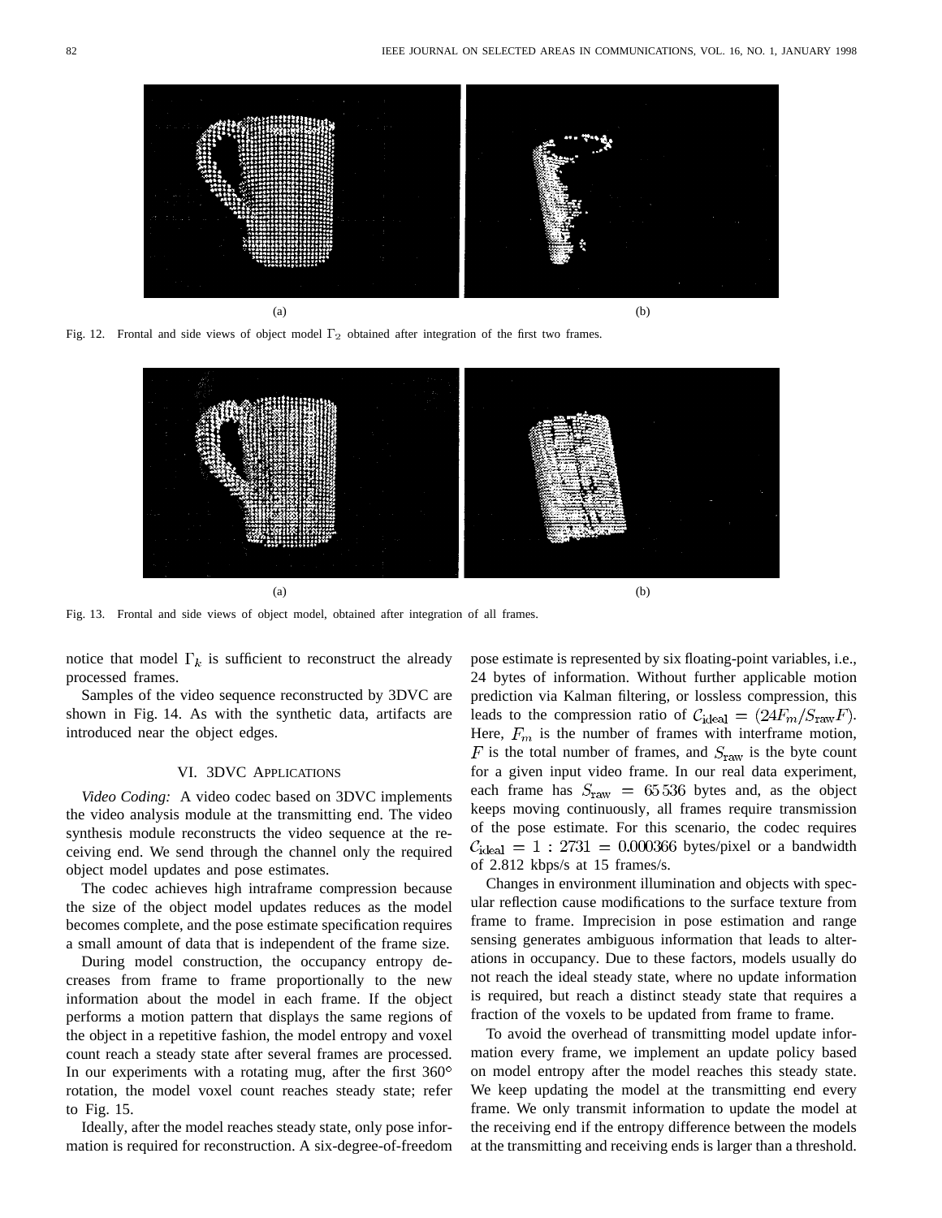(a) (b)

Fig. 12. Frontal and side views of object model $\Gamma_2$ obtained after integration of the first two frames.

(a) (b)

Fig. 13. Frontal and side views of object model, obtained after integration of all frames.

notice that model $\Gamma_k$ is sufficient to reconstruct the already processed frames.

Samples of the video sequence reconstructed by 3DVC are shown in Fig. 14. As with the synthetic data, artifacts are introduced near the object edges.

## VI. 3DVC Applications

*Video Coding:* A video codec based on 3DVC implements the video analysis module at the transmitting end. The video synthesis module reconstructs the video sequence at the receiving end. We send through the channel only the required object model updates and pose estimates.

The codec achieves high intraframe compression because the size of the object model updates reduces as the model becomes complete, and the pose estimate specification requires a small amount of data that is independent of the frame size.

During model construction, the occupancy entropy decreases from frame to frame proportionally to the new information about the model in each frame. If the object performs a motion pattern that displays the same regions of the object in a repetitive fashion, the model entropy and voxel count reach a steady state after several frames are processed. In our experiments with a rotating mug, after the first 360° rotation, the model voxel count reaches steady state; refer to Fig. 15.

Ideally, after the model reaches steady state, only pose information is required for reconstruction. A six-degree-of-freedom pose estimate is represented by six floating-point variables, i.e., 24 bytes of information. Without further applicable motion prediction via Kalman filtering, or lossless compression, this leads to the compression ratio of $\mathcal{C}_{\text{ideal}} = (24F_m/S_{\text{raw}}F)$. Here, $F_m$ is the number of frames with interframe motion, $F$ is the total number of frames, and $S_{\text{raw}}$ is the byte count for a given input video frame. In our real data experiment, each frame has $S_{\text{raw}} = 65\,536$ bytes and, as the object keeps moving continuously, all frames require transmission of the pose estimate. For this scenario, the codec requires $\mathcal{C}_{\text{ideal}} = 1 : 2731 = 0.000366$ bytes/pixel or a bandwidth of 2.812 kbps/s at 15 frames/s.

Changes in environment illumination and objects with specular reflection cause modifications to the surface texture from frame to frame. Imprecision in pose estimation and range sensing generates ambiguous information that leads to alterations in occupancy. Due to these factors, models usually do not reach the ideal steady state, where no update information is required, but reach a distinct steady state that requires a fraction of the voxels to be updated from frame to frame.

To avoid the overhead of transmitting model update information every frame, we implement an update policy based on model entropy after the model reaches this steady state. We keep updating the model at the transmitting end every frame. We only transmit information to update the model at the receiving end if the entropy difference between the models at the transmitting and receiving ends is larger than a threshold.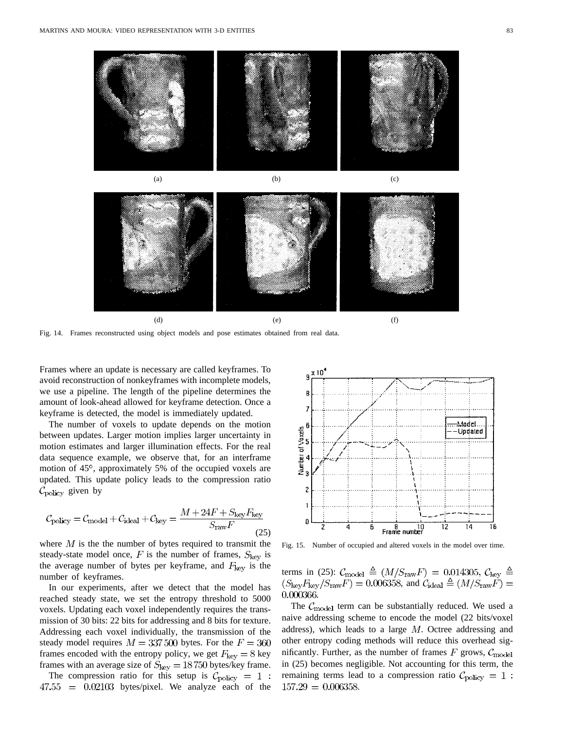(a) (b) (c)

(d) (e) (f)

Fig. 14. Frames reconstructed using object models and pose estimates obtained from real data.

Frames where an update is necessary are called keyframes. To avoid reconstruction of nonkeyframes with incomplete models, we use a pipeline. The length of the pipeline determines the amount of look-ahead allowed for keyframe detection. Once a keyframe is detected, the model is immediately updated.

The number of voxels to update depends on the motion between updates. Larger motion implies larger uncertainty in motion estimates and larger illumination effects. For the real data sequence example, we observe that, for an interframe motion of 45°, approximately 5% of the occupied voxels are updated. This update policy leads to the compression ratio $\mathcal{C}_{\mathrm{policy}}$ given by

$$\mathcal{C}_{\mathrm{policy}} = \mathcal{C}_{\mathrm{model}} + \mathcal{C}_{\mathrm{ideal}} + \mathcal{C}_{\mathrm{key}} = \frac{M + 24F + S_{\mathrm{key}} F_{\mathrm{key}}}{S_{\mathrm{raw}} F} \tag{25}$$

where $M$ is the the number of bytes required to transmit the steady-state model once, $F$ is the number of frames, $S_{\mathrm{key}}$ is the average number of bytes per keyframe, and $F_{\mathrm{key}}$ is the number of keyframes.

In our experiments, after we detect that the model has reached steady state, we set the entropy threshold to 5000 voxels. Updating each voxel independently requires the transmission of 30 bits: 22 bits for addressing and 8 bits for texture. Addressing each voxel individually, the transmission of the steady model requires $M = 337\,500$ bytes. For the $F = 360$ frames encoded with the entropy policy, we get $F_{\mathrm{key}} = 8$ key frames with an average size of $S_{\mathrm{key}} = 18\,750$ bytes/key frame.

The compression ratio for this setup is $\mathcal{C}_{\mathrm{policy}} = 1 : 47.55 = 0.02103$ bytes/pixel. We analyze each of the terms in (25): $\mathcal{C}_{\mathrm{model}} \triangleq (M/S_{\mathrm{raw}}F) = 0.014305$, $\mathcal{C}_{\mathrm{key}} \triangleq (S_{\mathrm{key}}F_{\mathrm{key}}/S_{\mathrm{raw}}F) = 0.006358$, and $\mathcal{C}_{\mathrm{ideal}} \triangleq (M/S_{\mathrm{raw}}F) = 0.000366$.

Fig. 15. Number of occupied and altered voxels in the model over time.

The $\mathcal{C}_{\mathrm{model}}$ term can be substantially reduced. We used a naive addressing scheme to encode the model (22 bits/voxel address), which leads to a large $M$. Octree addressing and other entropy coding methods will reduce this overhead significantly. Further, as the number of frames $F$ grows, $\mathcal{C}_{\mathrm{model}}$ in (25) becomes negligible. Not accounting for this term, the remaining terms lead to a compression ratio $\mathcal{C}_{\mathrm{policy}} = 1 : 157.29 = 0.006358$.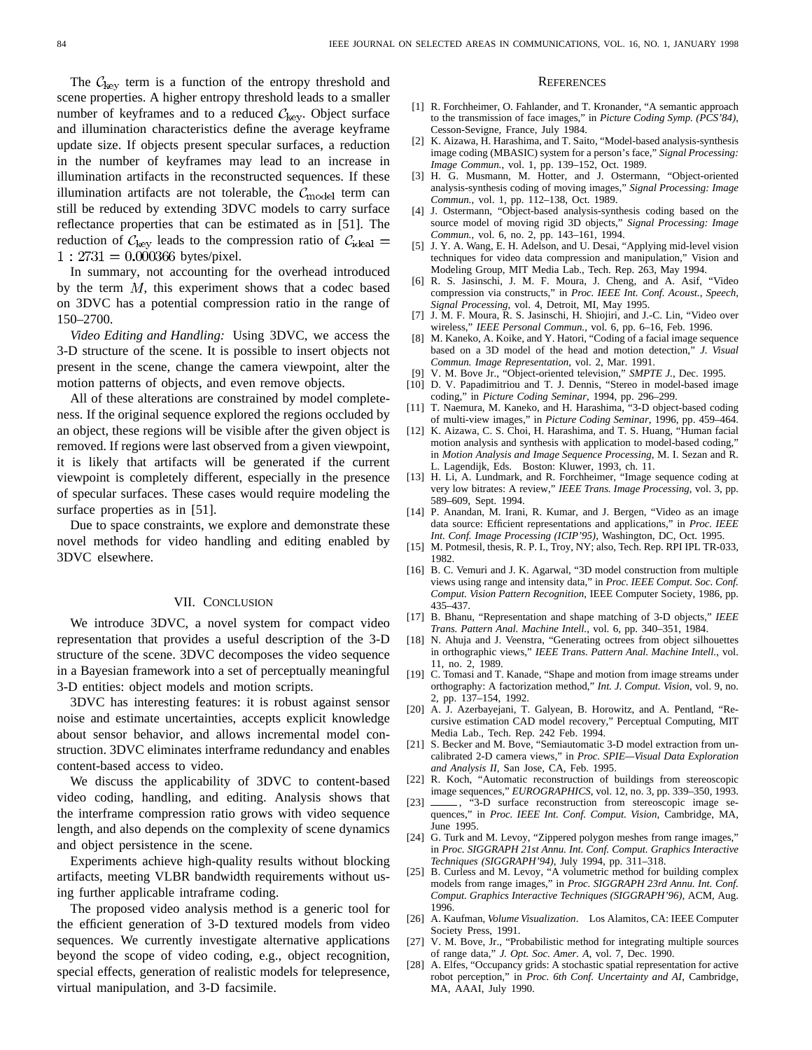The $\mathcal{C}_{\text{key}}$ term is a function of the entropy threshold and scene properties. A higher entropy threshold leads to a smaller number of keyframes and to a reduced $\mathcal{C}_{\text{key}}$. Object surface and illumination characteristics define the average keyframe update size. If objects present specular surfaces, a reduction in the number of keyframes may lead to an increase in illumination artifacts in the reconstructed sequences. If these illumination artifacts are not tolerable, the $\mathcal{C}_{\text{model}}$ term can still be reduced by extending 3DVC models to carry surface reflectance properties that can be estimated as in [51]. The reduction of $\mathcal{C}_{\text{key}}$ leads to the compression ratio of $\mathcal{C}_{\text{ideal}} = 1:2731 = 0.000366$ bytes/pixel.

In summary, not accounting for the overhead introduced by the term $M$, this experiment shows that a codec based on 3DVC has a potential compression ratio in the range of 150–2700.

*Video Editing and Handling:* Using 3DVC, we access the 3-D structure of the scene. It is possible to insert objects not present in the scene, change the camera viewpoint, alter the motion patterns of objects, and even remove objects.

All of these alterations are constrained by model completeness. If the original sequence explored the regions occluded by an object, these regions will be visible after the given object is removed. If regions were last observed from a given viewpoint, it is likely that artifacts will be generated if the current viewpoint is completely different, especially in the presence of specular surfaces. These cases would require modeling the surface properties as in [51].

Due to space constraints, we explore and demonstrate these novel methods for video handling and editing enabled by 3DVC elsewhere.

## VII. Conclusion

We introduce 3DVC, a novel system for compact video representation that provides a useful description of the 3-D structure of the scene. 3DVC decomposes the video sequence in a Bayesian framework into a set of perceptually meaningful 3-D entities: object models and motion scripts.

3DVC has interesting features: it is robust against sensor noise and estimate uncertainties, accepts explicit knowledge about sensor behavior, and allows incremental model construction. 3DVC eliminates interframe redundancy and enables content-based access to video.

We discuss the applicability of 3DVC to content-based video coding, handling, and editing. Analysis shows that the interframe compression ratio grows with video sequence length, and also depends on the complexity of scene dynamics and object persistence in the scene.

Experiments achieve high-quality results without blocking artifacts, meeting VLBR bandwidth requirements without using further applicable intraframe coding.

The proposed video analysis method is a generic tool for the efficient generation of 3-D textured models from video sequences. We currently investigate alternative applications beyond the scope of video coding, e.g., object recognition, special effects, generation of realistic models for telepresence, virtual manipulation, and 3-D facsimile.

## References

[1] R. Forchheimer, O. Fahlander, and T. Kronander, "A semantic approach to the transmission of face images," in *Picture Coding Symp. (PCS'84)*, Cesson-Sevigne, France, July 1984.

[2] K. Aizawa, H. Harashima, and T. Saito, "Model-based analysis-synthesis image coding (MBASIC) system for a person's face," *Signal Processing: Image Commun.*, vol. 1, pp. 139–152, Oct. 1989.

[3] H. G. Musmann, M. Hotter, and J. Ostermann, "Object-oriented analysis-synthesis coding of moving images," *Signal Processing: Image Commun.*, vol. 1, pp. 112–138, Oct. 1989.

[4] J. Ostermann, "Object-based analysis-synthesis coding based on the source model of moving rigid 3D objects," *Signal Processing: Image Commun.*, vol. 6, no. 2, pp. 143–161, 1994.

[5] J. Y. A. Wang, E. H. Adelson, and U. Desai, "Applying mid-level vision techniques for video data compression and manipulation," Vision and Modeling Group, MIT Media Lab., Tech. Rep. 263, May 1994.

[6] R. S. Jasinschi, J. M. F. Moura, J. Cheng, and A. Asif, "Video compression via constructs," in *Proc. IEEE Int. Conf. Acoust., Speech, Signal Processing*, vol. 4, Detroit, MI, May 1995.

[7] J. M. F. Moura, R. S. Jasinschi, H. Shiojiri, and J.-C. Lin, "Video over wireless," *IEEE Personal Commun.*, vol. 6, pp. 6–16, Feb. 1996.

[8] M. Kaneko, A. Koike, and Y. Hatori, "Coding of a facial image sequence based on a 3D model of the head and motion detection," *J. Visual Commun. Image Representation*, vol. 2, Mar. 1991.

[9] V. M. Bove Jr., "Object-oriented television," *SMPTE J.*, Dec. 1995.

[10] D. V. Papadimitriou and T. J. Dennis, "Stereo in model-based image coding," in *Picture Coding Seminar*, 1994, pp. 296–299.

[11] T. Naemura, M. Kaneko, and H. Harashima, "3-D object-based coding of multi-view images," in *Picture Coding Seminar*, 1996, pp. 459–464.

[12] K. Aizawa, C. S. Choi, H. Harashima, and T. S. Huang, "Human facial motion analysis and synthesis with application to model-based coding," in *Motion Analysis and Image Sequence Processing*, M. I. Sezan and R. L. Lagendijk, Eds. Boston: Kluwer, 1993, ch. 11.

[13] H. Li, A. Lundmark, and R. Forchheimer, "Image sequence coding at very low bitrates: A review," *IEEE Trans. Image Processing*, vol. 3, pp. 589–609, Sept. 1994.

[14] P. Anandan, M. Irani, R. Kumar, and J. Bergen, "Video as an image data source: Efficient representations and applications," in *Proc. IEEE Int. Conf. Image Processing (ICIP'95)*, Washington, DC, Oct. 1995.

[15] M. Potmesil, thesis, R. P. I., Troy, NY; also, Tech. Rep. RPI IPL TR-033, 1982.

[16] B. C. Vemuri and J. K. Agarwal, "3D model construction from multiple views using range and intensity data," in *Proc. IEEE Comput. Soc. Conf. Comput. Vision Pattern Recognition*, IEEE Computer Society, 1986, pp. 435–437.

[17] B. Bhanu, "Representation and shape matching of 3-D objects," *IEEE Trans. Pattern Anal. Machine Intell.*, vol. 6, pp. 340–351, 1984.

[18] N. Ahuja and J. Veenstra, "Generating octrees from object silhouettes in orthographic views," *IEEE Trans. Pattern Anal. Machine Intell.*, vol. 11, no. 2, 1989.

[19] C. Tomasi and T. Kanade, "Shape and motion from image streams under orthography: A factorization method," *Int. J. Comput. Vision*, vol. 9, no. 2, pp. 137–154, 1992.

[20] A. J. Azerbayejani, T. Galyean, B. Horowitz, and A. Pentland, "Recursive estimation CAD model recovery," Perceptual Computing, MIT Media Lab., Tech. Rep. 242 Feb. 1994.

[21] S. Becker and M. Bove, "Semiautomatic 3-D model extraction from uncalibrated 2-D camera views," in *Proc. SPIE—Visual Data Exploration and Analysis II*, San Jose, CA, Feb. 1995.

[22] R. Koch, "Automatic reconstruction of buildings from stereoscopic image sequences," *EUROGRAPHICS*, vol. 12, no. 3, pp. 339–350, 1993.

[23] ——, "3-D surface reconstruction from stereoscopic image sequences," in *Proc. IEEE Int. Conf. Comput. Vision*, Cambridge, MA, June 1995.

[24] G. Turk and M. Levoy, "Zippered polygon meshes from range images," in *Proc. SIGGRAPH 21st Annu. Int. Conf. Comput. Graphics Interactive Techniques (SIGGRAPH'94)*, July 1994, pp. 311–318.

[25] B. Curless and M. Levoy, "A volumetric method for building complex models from range images," in *Proc. SIGGRAPH 23rd Annu. Int. Conf. Comput. Graphics Interactive Techniques (SIGGRAPH'96)*, ACM, Aug. 1996.

[26] A. Kaufman, *Volume Visualization*. Los Alamitos, CA: IEEE Computer Society Press, 1991.

[27] V. M. Bove, Jr., "Probabilistic method for integrating multiple sources of range data," *J. Opt. Soc. Amer. A*, vol. 7, Dec. 1990.

[28] A. Elfes, "Occupancy grids: A stochastic spatial representation for active robot perception," in *Proc. 6th Conf. Uncertainty and AI*, Cambridge, MA, AAAI, July 1990.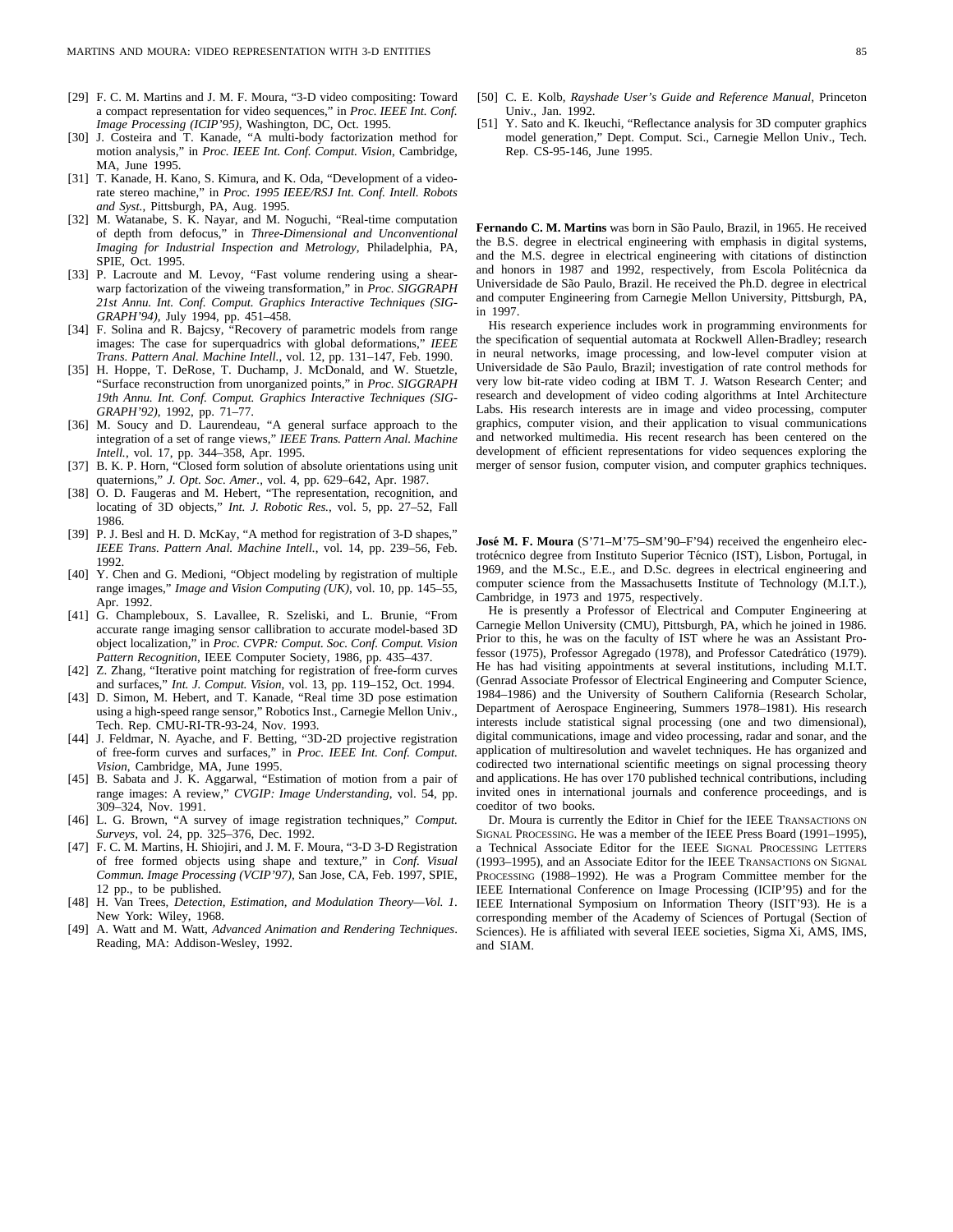[29] F. C. M. Martins and J. M. F. Moura, “3-D video compositing: Toward a compact representation for video sequences,” in *Proc. IEEE Int. Conf. Image Processing (ICIP’95)*, Washington, DC, Oct. 1995.

[30] J. Costeira and T. Kanade, “A multi-body factorization method for motion analysis,” in *Proc. IEEE Int. Conf. Comput. Vision*, Cambridge, MA, June 1995.

[31] T. Kanade, H. Kano, S. Kimura, and K. Oda, “Development of a video-rate stereo machine,” in *Proc. 1995 IEEE/RSJ Int. Conf. Intell. Robots and Syst.*, Pittsburgh, PA, Aug. 1995.

[32] M. Watanabe, S. K. Nayar, and M. Noguchi, “Real-time computation of depth from defocus,” in *Three-Dimensional and Unconventional Imaging for Industrial Inspection and Metrology*, Philadelphia, PA, SPIE, Oct. 1995.

[33] P. Lacroute and M. Levoy, “Fast volume rendering using a shear-warp factorization of the viweing transformation,” in *Proc. SIGGRAPH 21st Annu. Int. Conf. Comput. Graphics Interactive Techniques (SIGGRAPH’94)*, July 1994, pp. 451–458.

[34] F. Solina and R. Bajcsy, “Recovery of parametric models from range images: The case for superquadrics with global deformations,” *IEEE Trans. Pattern Anal. Machine Intell.*, vol. 12, pp. 131–147, Feb. 1990.

[35] H. Hoppe, T. DeRose, T. Duchamp, J. McDonald, and W. Stuetzle, “Surface reconstruction from unorganized points,” in *Proc. SIGGRAPH 19th Annu. Int. Conf. Comput. Graphics Interactive Techniques (SIGGRAPH’92)*, 1992, pp. 71–77.

[36] M. Soucy and D. Laurendeau, “A general surface approach to the integration of a set of range views,” *IEEE Trans. Pattern Anal. Machine Intell.*, vol. 17, pp. 344–358, Apr. 1995.

[37] B. K. P. Horn, “Closed form solution of absolute orientations using unit quaternions,” *J. Opt. Soc. Amer.*, vol. 4, pp. 629–642, Apr. 1987.

[38] O. D. Faugeras and M. Hebert, “The representation, recognition, and locating of 3D objects,” *Int. J. Robotic Res.*, vol. 5, pp. 27–52, Fall 1986.

[39] P. J. Besl and H. D. McKay, “A method for registration of 3-D shapes,” *IEEE Trans. Pattern Anal. Machine Intell.*, vol. 14, pp. 239–56, Feb. 1992.

[40] Y. Chen and G. Medioni, “Object modeling by registration of multiple range images,” *Image and Vision Computing (UK)*, vol. 10, pp. 145–55, Apr. 1992.

[41] G. Champleboux, S. Lavallee, R. Szeliski, and L. Brunie, “From accurate range imaging sensor callibration to accurate model-based 3D object localization,” in *Proc. CVPR: Comput. Soc. Conf. Comput. Vision Pattern Recognition*, IEEE Computer Society, 1986, pp. 435–437.

[42] Z. Zhang, “Iterative point matching for registration of free-form curves and surfaces,” *Int. J. Comput. Vision*, vol. 13, pp. 119–152, Oct. 1994.

[43] D. Simon, M. Hebert, and T. Kanade, “Real time 3D pose estimation using a high-speed range sensor,” Robotics Inst., Carnegie Mellon Univ., Tech. Rep. CMU-RI-TR-93-24, Nov. 1993.

[44] J. Feldmar, N. Ayache, and F. Betting, “3D-2D projective registration of free-form curves and surfaces,” in *Proc. IEEE Int. Conf. Comput. Vision*, Cambridge, MA, June 1995.

[45] B. Sabata and J. K. Aggarwal, “Estimation of motion from a pair of range images: A review,” *CVGIP: Image Understanding*, vol. 54, pp. 309–324, Nov. 1991.

[46] L. G. Brown, “A survey of image registration techniques,” *Comput. Surveys*, vol. 24, pp. 325–376, Dec. 1992.

[47] F. C. M. Martins, H. Shiojiri, and J. M. F. Moura, “3-D 3-D Registration of free formed objects using shape and texture,” in *Conf. Visual Commun. Image Processing (VCIP’97)*, San Jose, CA, Feb. 1997, SPIE, 12 pp., to be published.

[48] H. Van Trees, *Detection, Estimation, and Modulation Theory—Vol. 1*. New York: Wiley, 1968.

[49] A. Watt and M. Watt, *Advanced Animation and Rendering Techniques*. Reading, MA: Addison-Wesley, 1992.

[50] C. E. Kolb, *Rayshade User’s Guide and Reference Manual*, Princeton Univ., Jan. 1992.

[51] Y. Sato and K. Ikeuchi, “Reflectance analysis for 3D computer graphics model generation,” Dept. Comput. Sci., Carnegie Mellon Univ., Tech. Rep. CS-95-146, June 1995.

**Fernando C. M. Martins** was born in São Paulo, Brazil, in 1965. He received the B.S. degree in electrical engineering with emphasis in digital systems, and the M.S. degree in electrical engineering with citations of distinction and honors in 1987 and 1992, respectively, from Escola Politécnica da Universidade de São Paulo, Brazil. He received the Ph.D. degree in electrical and computer Engineering from Carnegie Mellon University, Pittsburgh, PA, in 1997.

His research experience includes work in programming environments for the specification of sequential automata at Rockwell Allen-Bradley; research in neural networks, image processing, and low-level computer vision at Universidade de São Paulo, Brazil; investigation of rate control methods for very low bit-rate video coding at IBM T. J. Watson Research Center; and research and development of video coding algorithms at Intel Architecture Labs. His research interests are in image and video processing, computer graphics, computer vision, and their application to visual communications and networked multimedia. His recent research has been centered on the development of efficient representations for video sequences exploring the merger of sensor fusion, computer vision, and computer graphics techniques.

**José M. F. Moura** (S’71–M’75–SM’90–F’94) received the engenheiro electrotécnico degree from Instituto Superior Técnico (IST), Lisbon, Portugal, in 1969, and the M.Sc., E.E., and D.Sc. degrees in electrical engineering and computer science from the Massachusetts Institute of Technology (M.I.T.), Cambridge, in 1973 and 1975, respectively.

He is presently a Professor of Electrical and Computer Engineering at Carnegie Mellon University (CMU), Pittsburgh, PA, which he joined in 1986. Prior to this, he was on the faculty of IST where he was an Assistant Professor (1975), Professor Agregado (1978), and Professor Catedrático (1979). He has had visiting appointments at several institutions, including M.I.T. (Genrad Associate Professor of Electrical Engineering and Computer Science, 1984–1986) and the University of Southern California (Research Scholar, Department of Aerospace Engineering, Summers 1978–1981). His research interests include statistical signal processing (one and two dimensional), digital communications, image and video processing, radar and sonar, and the application of multiresolution and wavelet techniques. He has organized and codirected two international scientific meetings on signal processing theory and applications. He has over 170 published technical contributions, including invited ones in international journals and conference proceedings, and is coeditor of two books.

Dr. Moura is currently the Editor in Chief for the IEEE Transactions on Signal Processing. He was a member of the IEEE Press Board (1991–1995), a Technical Associate Editor for the IEEE Signal Processing Letters (1993–1995), and an Associate Editor for the IEEE Transactions on Signal Processing (1988–1992). He was a Program Committee member for the IEEE International Conference on Image Processing (ICIP’95) and for the IEEE International Symposium on Information Theory (ISIT’93). He is a corresponding member of the Academy of Sciences of Portugal (Section of Sciences). He is affiliated with several IEEE societies, Sigma Xi, AMS, IMS, and SIAM.